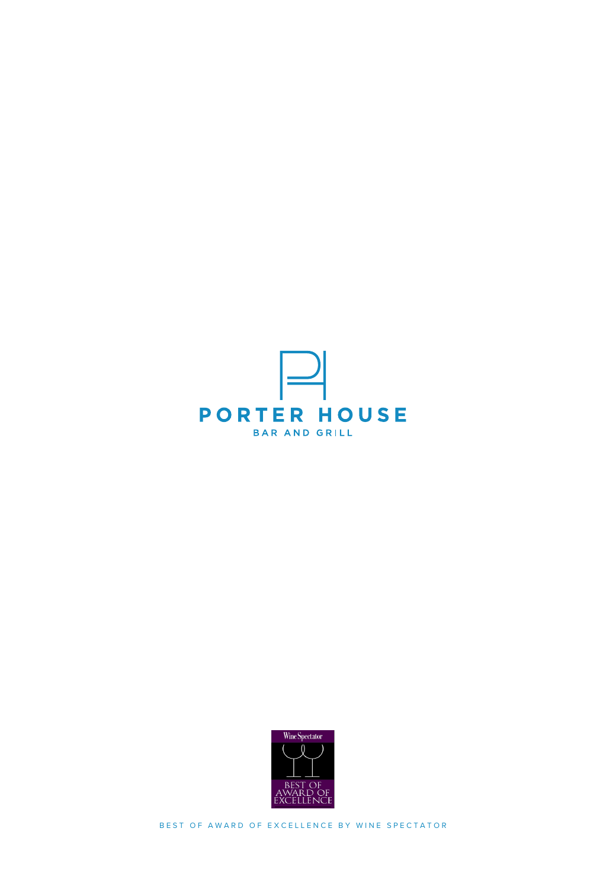# PORTER HOUSE

BAR AND GRILL

Wine Spectator

BEST OF AWARD OF EXCELLENCE

BEST OF AWARD OF EXCELLENCE BY WINE SPECTATOR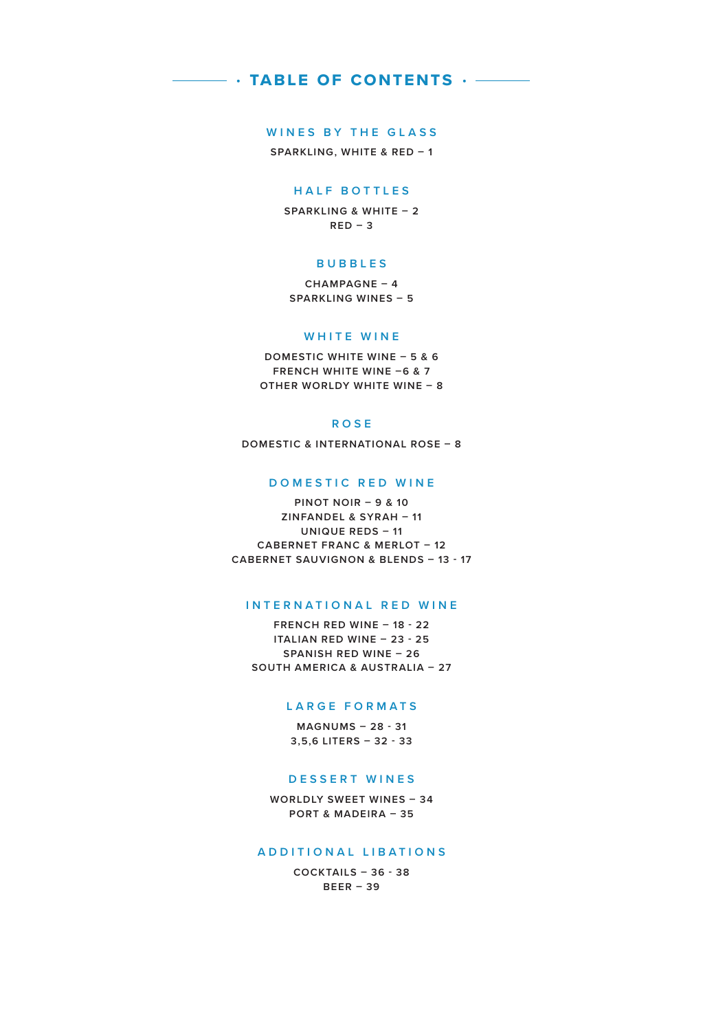# · TABLE OF CONTENTS ·

## WINES BY THE GLASS

SPARKLING, WHITE & RED – 1

## HALF BOTTLES

SPARKLING & WHITE – 2
RED – 3

## BUBBLES

CHAMPAGNE – 4
SPARKLING WINES – 5

## WHITE WINE

DOMESTIC WHITE WINE – 5 & 6
FRENCH WHITE WINE –6 & 7
OTHER WORLDY WHITE WINE – 8

## ROSE

DOMESTIC & INTERNATIONAL ROSE – 8

## DOMESTIC RED WINE

PINOT NOIR – 9 & 10
ZINFANDEL & SYRAH – 11
UNIQUE REDS – 11
CABERNET FRANC & MERLOT – 12
CABERNET SAUVIGNON & BLENDS – 13 - 17

## INTERNATIONAL RED WINE

FRENCH RED WINE – 18 - 22
ITALIAN RED WINE – 23 - 25
SPANISH RED WINE – 26
SOUTH AMERICA & AUSTRALIA – 27

## LARGE FORMATS

MAGNUMS – 28 - 31
3,5,6 LITERS – 32 - 33

## DESSERT WINES

WORLDLY SWEET WINES – 34
PORT & MADEIRA – 35

## ADDITIONAL LIBATIONS

COCKTAILS – 36 - 38
BEER – 39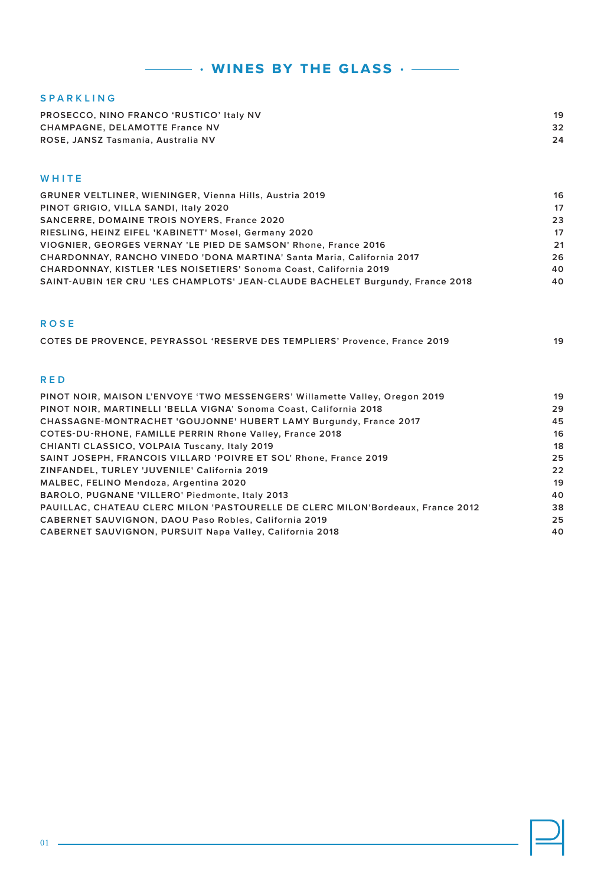# · WINES BY THE GLASS ·

## SPARKLING

| | |
|---|---|
| PROSECCO, NINO FRANCO 'RUSTICO' Italy NV | 19 |
| CHAMPAGNE, DELAMOTTE France NV | 32 |
| ROSE, JANSZ Tasmania, Australia NV | 24 |

## WHITE

| | |
|---|---|
| GRUNER VELTLINER, WIENINGER, Vienna Hills, Austria 2019 | 16 |
| PINOT GRIGIO, VILLA SANDI, Italy 2020 | 17 |
| SANCERRE, DOMAINE TROIS NOYERS, France 2020 | 23 |
| RIESLING, HEINZ EIFEL 'KABINETT' Mosel, Germany 2020 | 17 |
| VIOGNIER, GEORGES VERNAY 'LE PIED DE SAMSON' Rhone, France 2016 | 21 |
| CHARDONNAY, RANCHO VINEDO 'DONA MARTINA' Santa Maria, California 2017 | 26 |
| CHARDONNAY, KISTLER 'LES NOISETIERS' Sonoma Coast, California 2019 | 40 |
| SAINT-AUBIN 1ER CRU 'LES CHAMPLOTS' JEAN-CLAUDE BACHELET Burgundy, France 2018 | 40 |

## ROSE

| | |
|---|---|
| COTES DE PROVENCE, PEYRASSOL 'RESERVE DES TEMPLIERS' Provence, France 2019 | 19 |

## RED

| | |
|---|---|
| PINOT NOIR, MAISON L'ENVOYE 'TWO MESSENGERS' Willamette Valley, Oregon 2019 | 19 |
| PINOT NOIR, MARTINELLI 'BELLA VIGNA' Sonoma Coast, California 2018 | 29 |
| CHASSAGNE-MONTRACHET 'GOUJONNE' HUBERT LAMY Burgundy, France 2017 | 45 |
| COTES-DU-RHONE, FAMILLE PERRIN Rhone Valley, France 2018 | 16 |
| CHIANTI CLASSICO, VOLPAIA Tuscany, Italy 2019 | 18 |
| SAINT JOSEPH, FRANCOIS VILLARD 'POIVRE ET SOL' Rhone, France 2019 | 25 |
| ZINFANDEL, TURLEY 'JUVENILE' California 2019 | 22 |
| MALBEC, FELINO Mendoza, Argentina 2020 | 19 |
| BAROLO, PUGNANE 'VILLERO' Piedmonte, Italy 2013 | 40 |
| PAUILLAC, CHATEAU CLERC MILON 'PASTOURELLE DE CLERC MILON'Bordeaux, France 2012 | 38 |
| CABERNET SAUVIGNON, DAOU Paso Robles, California 2019 | 25 |
| CABERNET SAUVIGNON, PURSUIT Napa Valley, California 2018 | 40 |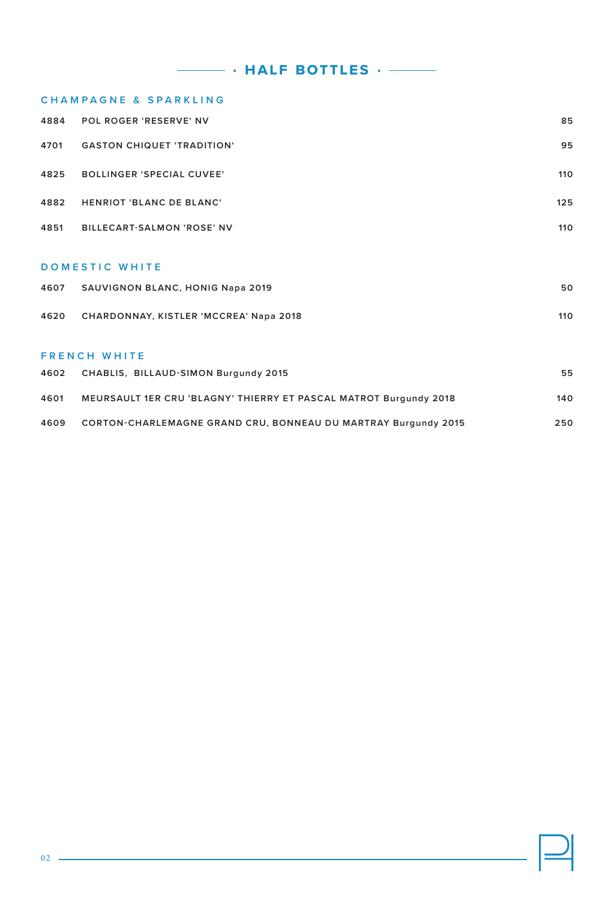# HALF BOTTLES

## CHAMPAGNE & SPARKLING

| | | |
|---|---|---|
| 4884 | POL ROGER 'RESERVE' NV | 85 |
| 4701 | GASTON CHIQUET 'TRADITION' | 95 |
| 4825 | BOLLINGER 'SPECIAL CUVEE' | 110 |
| 4882 | HENRIOT 'BLANC DE BLANC' | 125 |
| 4851 | BILLECART-SALMON 'ROSE' NV | 110 |

## DOMESTIC WHITE

| | | |
|---|---|---|
| 4607 | SAUVIGNON BLANC, HONIG Napa 2019 | 50 |
| 4620 | CHARDONNAY, KISTLER 'MCCREA' Napa 2018 | 110 |

## FRENCH WHITE

| | | |
|---|---|---|
| 4602 | CHABLIS, BILLAUD-SIMON Burgundy 2015 | 55 |
| 4601 | MEURSAULT 1ER CRU 'BLAGNY' THIERRY ET PASCAL MATROT Burgundy 2018 | 140 |
| 4609 | CORTON-CHARLEMAGNE GRAND CRU, BONNEAU DU MARTRAY Burgundy 2015 | 250 |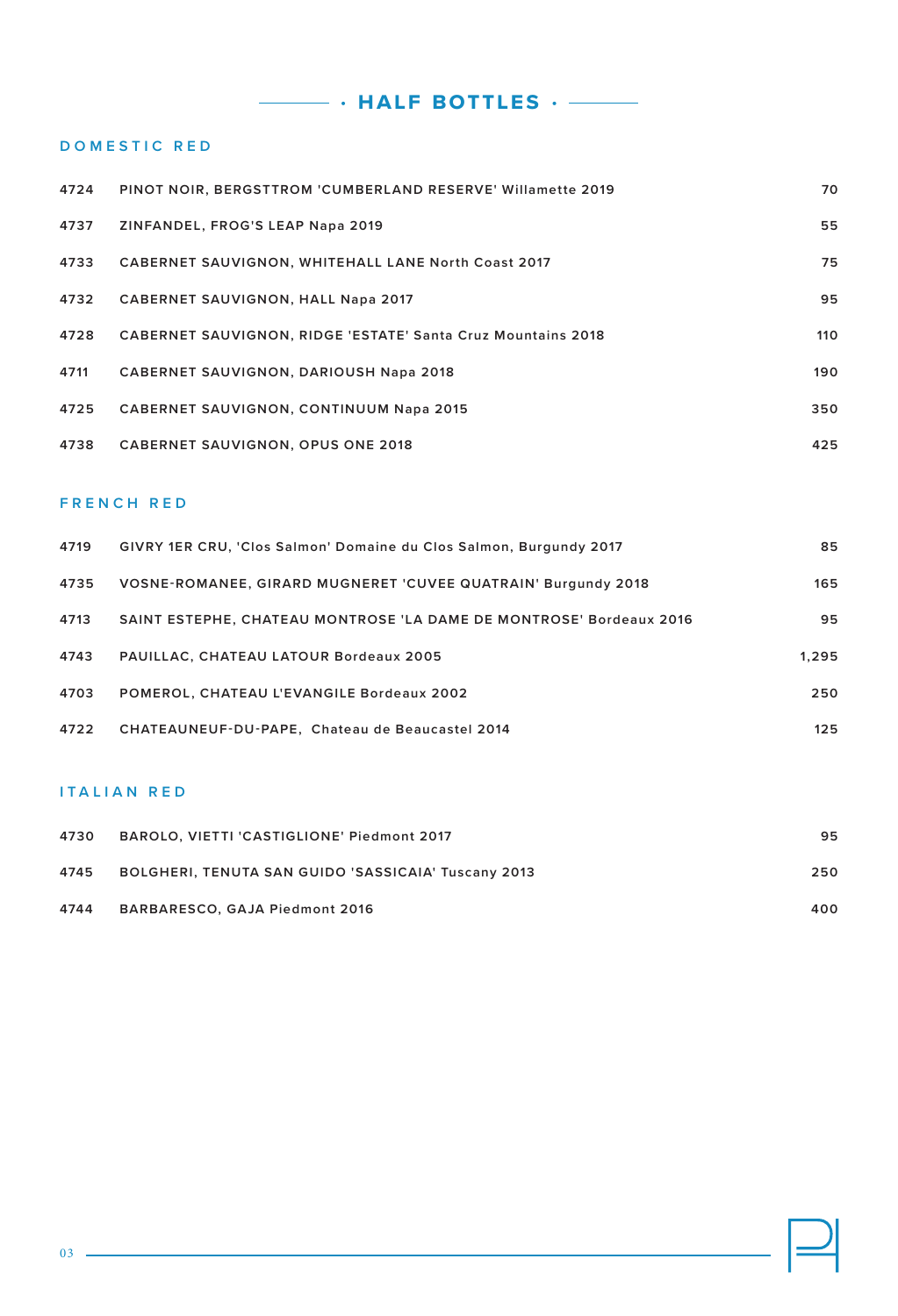# · HALF BOTTLES ·

## DOMESTIC RED

| | | |
|---|---|---|
| 4724 | PINOT NOIR, BERGSTTROM 'CUMBERLAND RESERVE' Willamette 2019 | 70 |
| 4737 | ZINFANDEL, FROG'S LEAP Napa 2019 | 55 |
| 4733 | CABERNET SAUVIGNON, WHITEHALL LANE North Coast 2017 | 75 |
| 4732 | CABERNET SAUVIGNON, HALL Napa 2017 | 95 |
| 4728 | CABERNET SAUVIGNON, RIDGE 'ESTATE' Santa Cruz Mountains 2018 | 110 |
| 4711 | CABERNET SAUVIGNON, DARIOUSH Napa 2018 | 190 |
| 4725 | CABERNET SAUVIGNON, CONTINUUM Napa 2015 | 350 |
| 4738 | CABERNET SAUVIGNON, OPUS ONE 2018 | 425 |

## FRENCH RED

| | | |
|---|---|---|
| 4719 | GIVRY 1ER CRU, 'Clos Salmon' Domaine du Clos Salmon, Burgundy 2017 | 85 |
| 4735 | VOSNE-ROMANEE, GIRARD MUGNERET 'CUVEE QUATRAIN' Burgundy 2018 | 165 |
| 4713 | SAINT ESTEPHE, CHATEAU MONTROSE 'LA DAME DE MONTROSE' Bordeaux 2016 | 95 |
| 4743 | PAUILLAC, CHATEAU LATOUR Bordeaux 2005 | 1,295 |
| 4703 | POMEROL, CHATEAU L'EVANGILE Bordeaux 2002 | 250 |
| 4722 | CHATEAUNEUF-DU-PAPE, Chateau de Beaucastel 2014 | 125 |

## ITALIAN RED

| | | |
|---|---|---|
| 4730 | BAROLO, VIETTI 'CASTIGLIONE' Piedmont 2017 | 95 |
| 4745 | BOLGHERI, TENUTA SAN GUIDO 'SASSICAIA' Tuscany 2013 | 250 |
| 4744 | BARBARESCO, GAJA Piedmont 2016 | 400 |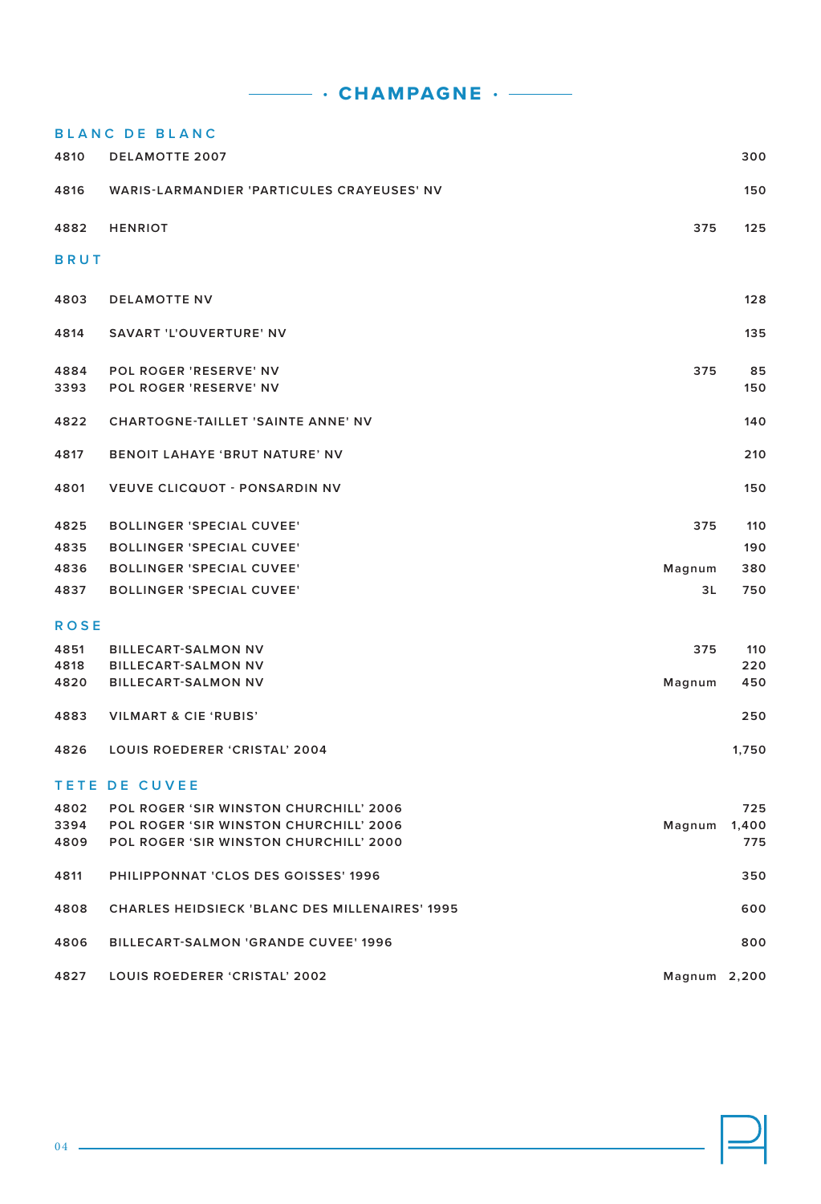# CHAMPAGNE

## BLANC DE BLANC

| | | | |
|---|---|---|---|
| 4810 | DELAMOTTE 2007 | | 300 |
| 4816 | WARIS-LARMANDIER 'PARTICULES CRAYEUSES' NV | | 150 |
| 4882 | HENRIOT | 375 | 125 |

## BRUT

| | | | |
|---|---|---|---|
| 4803 | DELAMOTTE NV | | 128 |
| 4814 | SAVART 'L'OUVERTURE' NV | | 135 |
| 4884 | POL ROGER 'RESERVE' NV | 375 | 85 |
| 3393 | POL ROGER 'RESERVE' NV | | 150 |
| 4822 | CHARTOGNE-TAILLET 'SAINTE ANNE' NV | | 140 |
| 4817 | BENOIT LAHAYE 'BRUT NATURE' NV | | 210 |
| 4801 | VEUVE CLICQUOT - PONSARDIN NV | | 150 |
| 4825 | BOLLINGER 'SPECIAL CUVEE' | 375 | 110 |
| 4835 | BOLLINGER 'SPECIAL CUVEE' | | 190 |
| 4836 | BOLLINGER 'SPECIAL CUVEE' | Magnum | 380 |
| 4837 | BOLLINGER 'SPECIAL CUVEE' | 3L | 750 |

## ROSE

| | | | |
|---|---|---|---|
| 4851 | BILLECART-SALMON NV | 375 | 110 |
| 4818 | BILLECART-SALMON NV | | 220 |
| 4820 | BILLECART-SALMON NV | Magnum | 450 |
| 4883 | VILMART & CIE 'RUBIS' | | 250 |
| 4826 | LOUIS ROEDERER 'CRISTAL' 2004 | | 1,750 |

## TETE DE CUVEE

| | | | |
|---|---|---|---|
| 4802 | POL ROGER 'SIR WINSTON CHURCHILL' 2006 | | 725 |
| 3394 | POL ROGER 'SIR WINSTON CHURCHILL' 2006 | Magnum | 1,400 |
| 4809 | POL ROGER 'SIR WINSTON CHURCHILL' 2000 | | 775 |
| 4811 | PHILIPPONNAT 'CLOS DES GOISSES' 1996 | | 350 |
| 4808 | CHARLES HEIDSIECK 'BLANC DES MILLENAIRES' 1995 | | 600 |
| 4806 | BILLECART-SALMON 'GRANDE CUVEE' 1996 | | 800 |
| 4827 | LOUIS ROEDERER 'CRISTAL' 2002 | Magnum | 2,200 |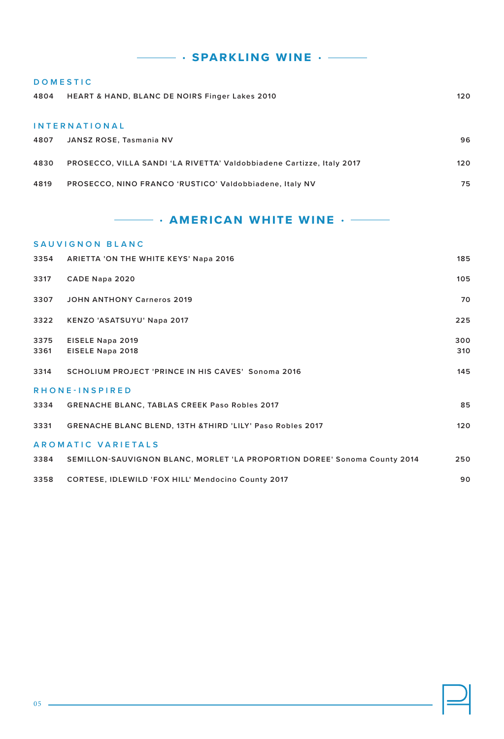## · SPARKLING WINE ·

### DOMESTIC

| | | |
|---|---|---|
| 4804 | HEART & HAND, BLANC DE NOIRS Finger Lakes 2010 | 120 |

### INTERNATIONAL

| | | |
|---|---|---|
| 4807 | JANSZ ROSE, Tasmania NV | 96 |
| 4830 | PROSECCO, VILLA SANDI 'LA RIVETTA' Valdobbiadene Cartizze, Italy 2017 | 120 |
| 4819 | PROSECCO, NINO FRANCO 'RUSTICO' Valdobbiadene, Italy NV | 75 |

## · AMERICAN WHITE WINE ·

### SAUVIGNON BLANC

| | | |
|---|---|---|
| 3354 | ARIETTA 'ON THE WHITE KEYS' Napa 2016 | 185 |
| 3317 | CADE Napa 2020 | 105 |
| 3307 | JOHN ANTHONY Carneros 2019 | 70 |
| 3322 | KENZO 'ASATSUYU' Napa 2017 | 225 |
| 3375 | EISELE Napa 2019 | 300 |
| 3361 | EISELE Napa 2018 | 310 |
| 3314 | SCHOLIUM PROJECT 'PRINCE IN HIS CAVES' Sonoma 2016 | 145 |

### RHONE-INSPIRED

| | | |
|---|---|---|
| 3334 | GRENACHE BLANC, TABLAS CREEK Paso Robles 2017 | 85 |
| 3331 | GRENACHE BLANC BLEND, 13TH &THIRD 'LILY' Paso Robles 2017 | 120 |

### AROMATIC VARIETALS

| | | |
|---|---|---|
| 3384 | SEMILLON-SAUVIGNON BLANC, MORLET 'LA PROPORTION DOREE' Sonoma County 2014 | 250 |
| 3358 | CORTESE, IDLEWILD 'FOX HILL' Mendocino County 2017 | 90 |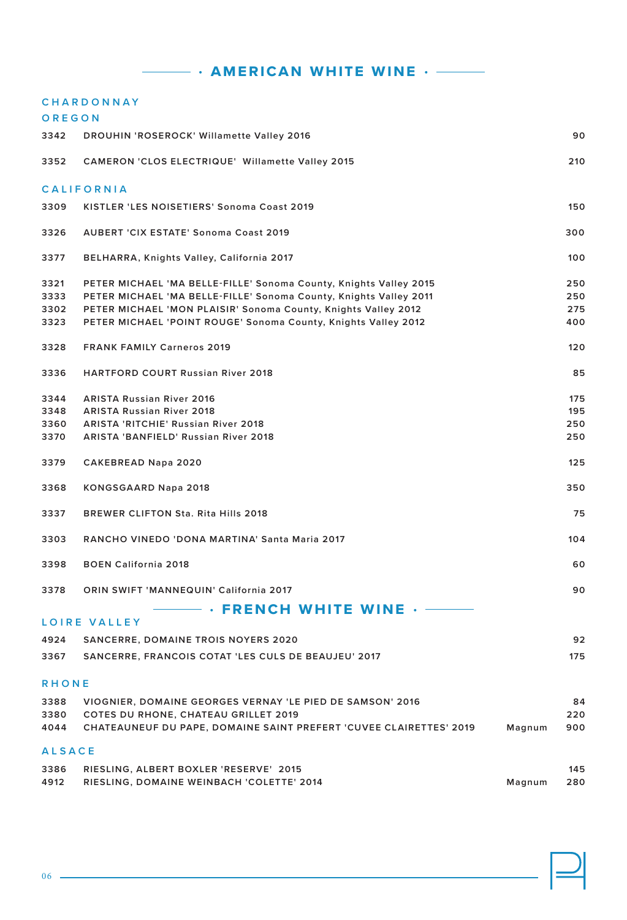# · AMERICAN WHITE WINE ·

## CHARDONNAY

### OREGON

| | | | |
|---|---|---|---|
| 3342 | DROUHIN 'ROSEROCK' Willamette Valley 2016 | | 90 |
| 3352 | CAMERON 'CLOS ELECTRIQUE' Willamette Valley 2015 | | 210 |

### CALIFORNIA

| | | | |
|---|---|---|---|
| 3309 | KISTLER 'LES NOISETIERS' Sonoma Coast 2019 | | 150 |
| 3326 | AUBERT 'CIX ESTATE' Sonoma Coast 2019 | | 300 |
| 3377 | BELHARRA, Knights Valley, California 2017 | | 100 |
| 3321 | PETER MICHAEL 'MA BELLE-FILLE' Sonoma County, Knights Valley 2015 | | 250 |
| 3333 | PETER MICHAEL 'MA BELLE-FILLE' Sonoma County, Knights Valley 2011 | | 250 |
| 3302 | PETER MICHAEL 'MON PLAISIR' Sonoma County, Knights Valley 2012 | | 275 |
| 3323 | PETER MICHAEL 'POINT ROUGE' Sonoma County, Knights Valley 2012 | | 400 |
| 3328 | FRANK FAMILY Carneros 2019 | | 120 |
| 3336 | HARTFORD COURT Russian River 2018 | | 85 |
| 3344 | ARISTA Russian River 2016 | | 175 |
| 3348 | ARISTA Russian River 2018 | | 195 |
| 3360 | ARISTA 'RITCHIE' Russian River 2018 | | 250 |
| 3370 | ARISTA 'BANFIELD' Russian River 2018 | | 250 |
| 3379 | CAKEBREAD Napa 2020 | | 125 |
| 3368 | KONGSGAARD Napa 2018 | | 350 |
| 3337 | BREWER CLIFTON Sta. Rita Hills 2018 | | 75 |
| 3303 | RANCHO VINEDO 'DONA MARTINA' Santa Maria 2017 | | 104 |
| 3398 | BOEN California 2018 | | 60 |
| 3378 | ORIN SWIFT 'MANNEQUIN' California 2017 | | 90 |

# · FRENCH WHITE WINE ·

### LOIRE VALLEY

| | | | |
|---|---|---|---|
| 4924 | SANCERRE, DOMAINE TROIS NOYERS 2020 | | 92 |
| 3367 | SANCERRE, FRANCOIS COTAT 'LES CULS DE BEAUJEU' 2017 | | 175 |

### RHONE

| | | | |
|---|---|---|---|
| 3388 | VIOGNIER, DOMAINE GEORGES VERNAY 'LE PIED DE SAMSON' 2016 | | 84 |
| 3380 | COTES DU RHONE, CHATEAU GRILLET 2019 | | 220 |
| 4044 | CHATEAUNEUF DU PAPE, DOMAINE SAINT PREFERT 'CUVEE CLAIRETTES' 2019 | Magnum | 900 |

### ALSACE

| | | | |
|---|---|---|---|
| 3386 | RIESLING, ALBERT BOXLER 'RESERVE' 2015 | | 145 |
| 4912 | RIESLING, DOMAINE WEINBACH 'COLETTE' 2014 | Magnum | 280 |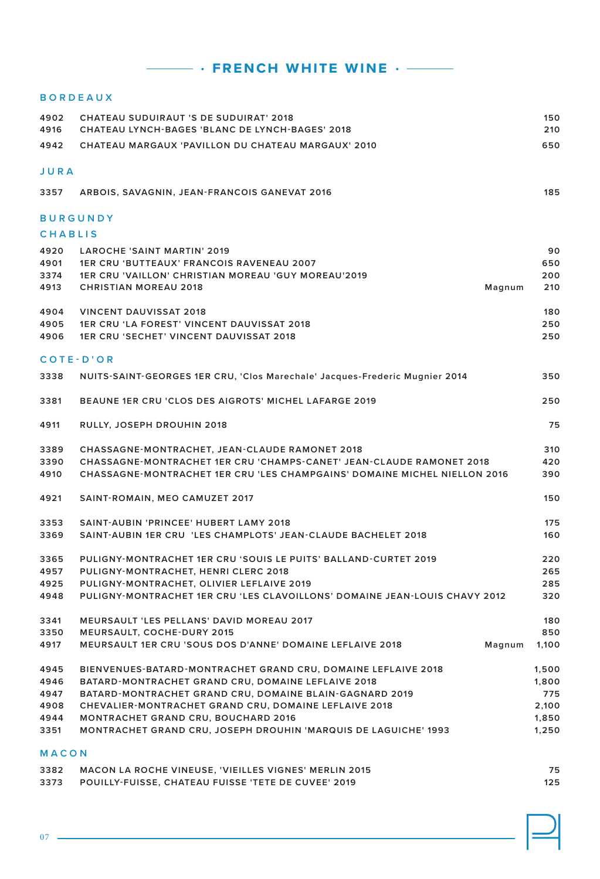# · FRENCH WHITE WINE ·

## BORDEAUX

| | | | |
|---|---|---|---|
| 4902 | CHATEAU SUDUIRAUT 'S DE SUDUIRAT' 2018 | | 150 |
| 4916 | CHATEAU LYNCH-BAGES 'BLANC DE LYNCH-BAGES' 2018 | | 210 |
| 4942 | CHATEAU MARGAUX 'PAVILLON DU CHATEAU MARGAUX' 2010 | | 650 |

## JURA

| | | | |
|---|---|---|---|
| 3357 | ARBOIS, SAVAGNIN, JEAN-FRANCOIS GANEVAT 2016 | | 185 |

## BURGUNDY

### CHABLIS

| | | | |
|---|---|---|---|
| 4920 | LAROCHE 'SAINT MARTIN' 2019 | | 90 |
| 4901 | 1ER CRU 'BUTTEAUX' FRANCOIS RAVENEAU 2007 | | 650 |
| 3374 | 1ER CRU 'VAILLON' CHRISTIAN MOREAU 'GUY MOREAU'2019 | | 200 |
| 4913 | CHRISTIAN MOREAU 2018 | Magnum | 210 |
| 4904 | VINCENT DAUVISSAT 2018 | | 180 |
| 4905 | 1ER CRU 'LA FOREST' VINCENT DAUVISSAT 2018 | | 250 |
| 4906 | 1ER CRU 'SECHET' VINCENT DAUVISSAT 2018 | | 250 |

### COTE-D'OR

| | | | |
|---|---|---|---|
| 3338 | NUITS-SAINT-GEORGES 1ER CRU, 'Clos Marechale' Jacques-Frederic Mugnier 2014 | | 350 |
| 3381 | BEAUNE 1ER CRU 'CLOS DES AIGROTS' MICHEL LAFARGE 2019 | | 250 |
| 4911 | RULLY, JOSEPH DROUHIN 2018 | | 75 |
| 3389 | CHASSAGNE-MONTRACHET, JEAN-CLAUDE RAMONET 2018 | | 310 |
| 3390 | CHASSAGNE-MONTRACHET 1ER CRU 'CHAMPS-CANET' JEAN-CLAUDE RAMONET 2018 | | 420 |
| 4910 | CHASSAGNE-MONTRACHET 1ER CRU 'LES CHAMPGAINS' DOMAINE MICHEL NIELLON 2016 | | 390 |
| 4921 | SAINT-ROMAIN, MEO CAMUZET 2017 | | 150 |
| 3353 | SAINT-AUBIN 'PRINCEE' HUBERT LAMY 2018 | | 175 |
| 3369 | SAINT-AUBIN 1ER CRU 'LES CHAMPLOTS' JEAN-CLAUDE BACHELET 2018 | | 160 |
| 3365 | PULIGNY-MONTRACHET 1ER CRU 'SOUIS LE PUITS' BALLAND-CURTET 2019 | | 220 |
| 4957 | PULIGNY-MONTRACHET, HENRI CLERC 2018 | | 265 |
| 4925 | PULIGNY-MONTRACHET, OLIVIER LEFLAIVE 2019 | | 285 |
| 4948 | PULIGNY-MONTRACHET 1ER CRU 'LES CLAVOILLONS' DOMAINE JEAN-LOUIS CHAVY 2012 | | 320 |
| 3341 | MEURSAULT 'LES PELLANS' DAVID MOREAU 2017 | | 180 |
| 3350 | MEURSAULT, COCHE-DURY 2015 | | 850 |
| 4917 | MEURSAULT 1ER CRU 'SOUS DOS D'ANNE' DOMAINE LEFLAIVE 2018 | Magnum | 1,100 |
| 4945 | BIENVENUES-BATARD-MONTRACHET GRAND CRU, DOMAINE LEFLAIVE 2018 | | 1,500 |
| 4946 | BATARD-MONTRACHET GRAND CRU, DOMAINE LEFLAIVE 2018 | | 1,800 |
| 4947 | BATARD-MONTRACHET GRAND CRU, DOMAINE BLAIN-GAGNARD 2019 | | 775 |
| 4908 | CHEVALIER-MONTRACHET GRAND CRU, DOMAINE LEFLAIVE 2018 | | 2,100 |
| 4944 | MONTRACHET GRAND CRU, BOUCHARD 2016 | | 1,850 |
| 3351 | MONTRACHET GRAND CRU, JOSEPH DROUHIN 'MARQUIS DE LAGUICHE' 1993 | | 1,250 |

### MACON

| | | | |
|---|---|---|---|
| 3382 | MACON LA ROCHE VINEUSE, 'VIEILLES VIGNES' MERLIN 2015 | | 75 |
| 3373 | POUILLY-FUISSE, CHATEAU FUISSE 'TETE DE CUVEE' 2019 | | 125 |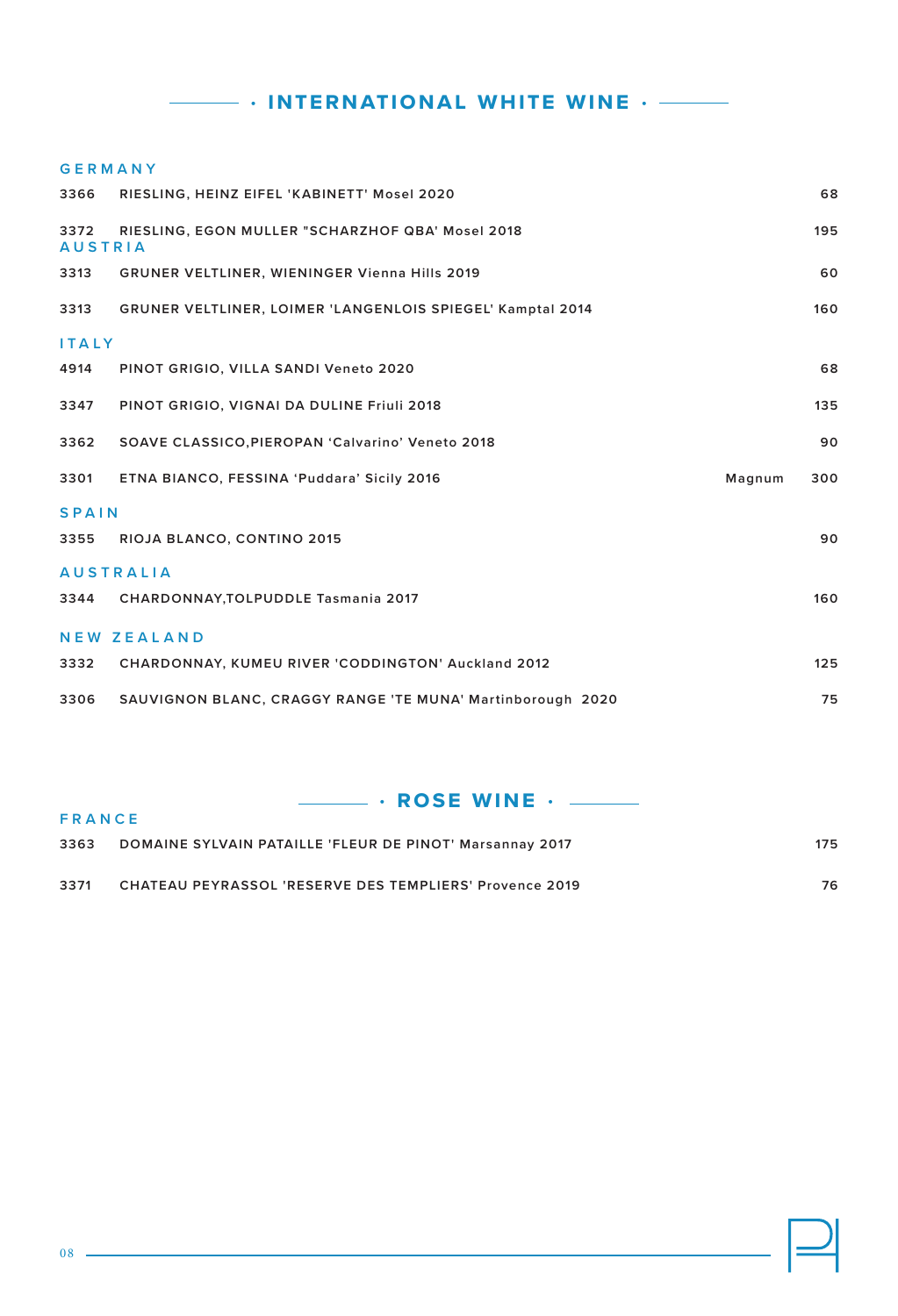# · INTERNATIONAL WHITE WINE ·

## GERMANY

| | | | |
|---|---|---|---|
| 3366 | RIESLING, HEINZ EIFEL 'KABINETT' Mosel 2020 | | 68 |
| 3372 | RIESLING, EGON MULLER "SCHARZHOF QBA' Mosel 2018 | | 195 |

## AUSTRIA

| | | | |
|---|---|---|---|
| 3313 | GRUNER VELTLINER, WIENINGER Vienna Hills 2019 | | 60 |
| 3313 | GRUNER VELTLINER, LOIMER 'LANGENLOIS SPIEGEL' Kamptal 2014 | | 160 |

## ITALY

| | | | |
|---|---|---|---|
| 4914 | PINOT GRIGIO, VILLA SANDI Veneto 2020 | | 68 |
| 3347 | PINOT GRIGIO, VIGNAI DA DULINE Friuli 2018 | | 135 |
| 3362 | SOAVE CLASSICO,PIEROPAN 'Calvarino' Veneto 2018 | | 90 |
| 3301 | ETNA BIANCO, FESSINA 'Puddara' Sicily 2016 | Magnum | 300 |

## SPAIN

| | | | |
|---|---|---|---|
| 3355 | RIOJA BLANCO, CONTINO 2015 | | 90 |

## AUSTRALIA

| | | | |
|---|---|---|---|
| 3344 | CHARDONNAY,TOLPUDDLE Tasmania 2017 | | 160 |

## NEW ZEALAND

| | | | |
|---|---|---|---|
| 3332 | CHARDONNAY, KUMEU RIVER 'CODDINGTON' Auckland 2012 | | 125 |
| 3306 | SAUVIGNON BLANC, CRAGGY RANGE 'TE MUNA' Martinborough 2020 | | 75 |

# · ROSE WINE ·

## FRANCE

| | | |
|---|---|---|
| 3363 | DOMAINE SYLVAIN PATAILLE 'FLEUR DE PINOT' Marsannay 2017 | 175 |
| 3371 | CHATEAU PEYRASSOL 'RESERVE DES TEMPLIERS' Provence 2019 | 76 |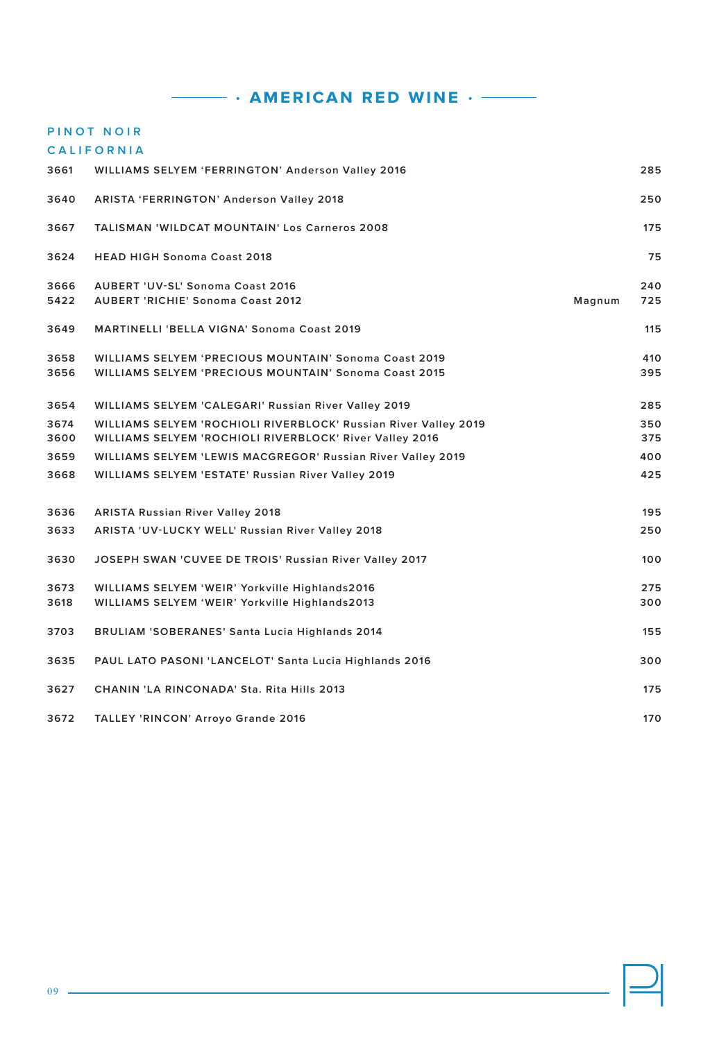# · AMERICAN RED WINE ·

## PINOT NOIR

### CALIFORNIA

| | | | |
|---|---|---|---|
| 3661 | WILLIAMS SELYEM 'FERRINGTON' Anderson Valley 2016 | | 285 |
| 3640 | ARISTA 'FERRINGTON' Anderson Valley 2018 | | 250 |
| 3667 | TALISMAN 'WILDCAT MOUNTAIN' Los Carneros 2008 | | 175 |
| 3624 | HEAD HIGH Sonoma Coast 2018 | | 75 |
| 3666 | AUBERT 'UV-SL' Sonoma Coast 2016 | | 240 |
| 5422 | AUBERT 'RICHIE' Sonoma Coast 2012 | Magnum | 725 |
| 3649 | MARTINELLI 'BELLA VIGNA' Sonoma Coast 2019 | | 115 |
| 3658 | WILLIAMS SELYEM 'PRECIOUS MOUNTAIN' Sonoma Coast 2019 | | 410 |
| 3656 | WILLIAMS SELYEM 'PRECIOUS MOUNTAIN' Sonoma Coast 2015 | | 395 |
| 3654 | WILLIAMS SELYEM 'CALEGARI' Russian River Valley 2019 | | 285 |
| 3674 | WILLIAMS SELYEM 'ROCHIOLI RIVERBLOCK' Russian River Valley 2019 | | 350 |
| 3600 | WILLIAMS SELYEM 'ROCHIOLI RIVERBLOCK' River Valley 2016 | | 375 |
| 3659 | WILLIAMS SELYEM 'LEWIS MACGREGOR' Russian River Valley 2019 | | 400 |
| 3668 | WILLIAMS SELYEM 'ESTATE' Russian River Valley 2019 | | 425 |
| 3636 | ARISTA Russian River Valley 2018 | | 195 |
| 3633 | ARISTA 'UV-LUCKY WELL' Russian River Valley 2018 | | 250 |
| 3630 | JOSEPH SWAN 'CUVEE DE TROIS' Russian River Valley 2017 | | 100 |
| 3673 | WILLIAMS SELYEM 'WEIR' Yorkville Highlands2016 | | 275 |
| 3618 | WILLIAMS SELYEM 'WEIR' Yorkville Highlands2013 | | 300 |
| 3703 | BRULIAM 'SOBERANES' Santa Lucia Highlands 2014 | | 155 |
| 3635 | PAUL LATO PASONI 'LANCELOT' Santa Lucia Highlands 2016 | | 300 |
| 3627 | CHANIN 'LA RINCONADA' Sta. Rita Hills 2013 | | 175 |
| 3672 | TALLEY 'RINCON' Arroyo Grande 2016 | | 170 |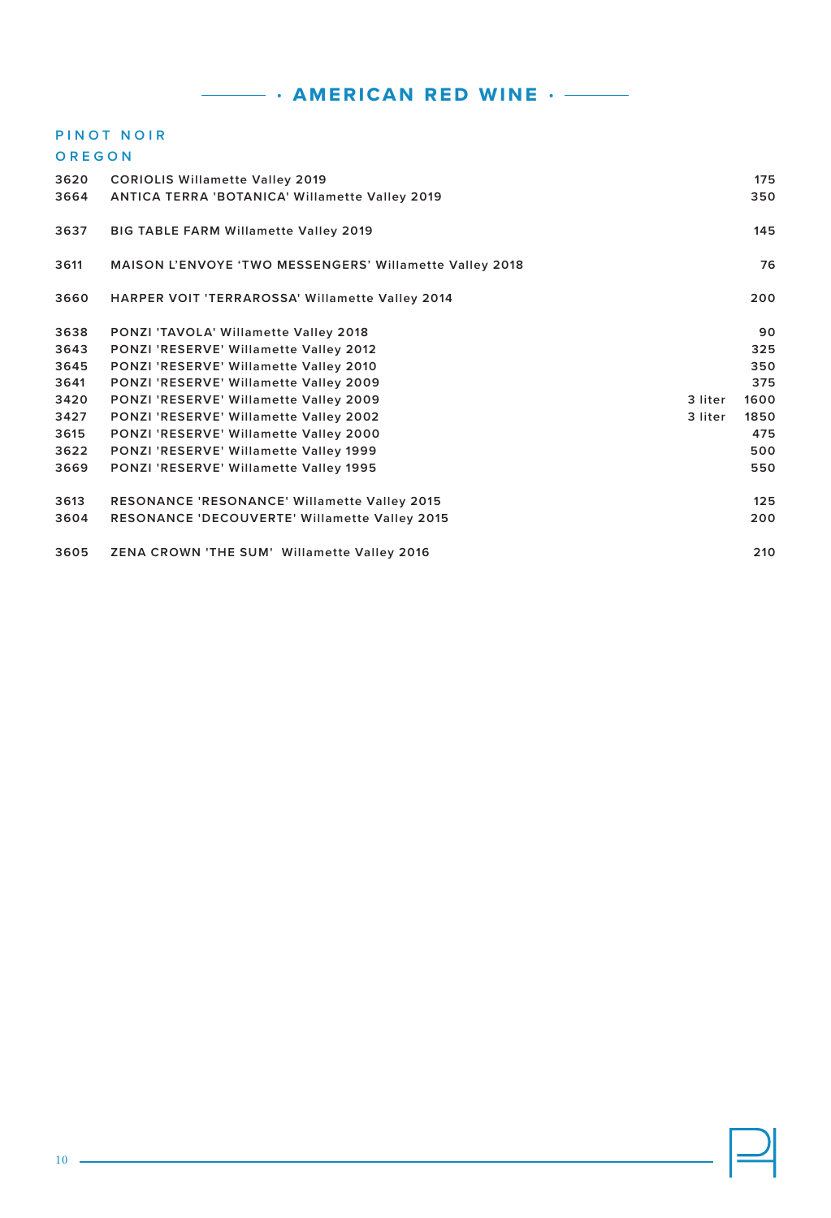# · AMERICAN RED WINE ·

## PINOT NOIR

### OREGON

| | | | |
|---|---|---|---|
| 3620 | CORIOLIS Willamette Valley 2019 | | 175 |
| 3664 | ANTICA TERRA 'BOTANICA' Willamette Valley 2019 | | 350 |
| 3637 | BIG TABLE FARM Willamette Valley 2019 | | 145 |
| 3611 | MAISON L'ENVOYE 'TWO MESSENGERS' Willamette Valley 2018 | | 76 |
| 3660 | HARPER VOIT 'TERRAROSSA' Willamette Valley 2014 | | 200 |
| 3638 | PONZI 'TAVOLA' Willamette Valley 2018 | | 90 |
| 3643 | PONZI 'RESERVE' Willamette Valley 2012 | | 325 |
| 3645 | PONZI 'RESERVE' Willamette Valley 2010 | | 350 |
| 3641 | PONZI 'RESERVE' Willamette Valley 2009 | | 375 |
| 3420 | PONZI 'RESERVE' Willamette Valley 2009 | 3 liter | 1600 |
| 3427 | PONZI 'RESERVE' Willamette Valley 2002 | 3 liter | 1850 |
| 3615 | PONZI 'RESERVE' Willamette Valley 2000 | | 475 |
| 3622 | PONZI 'RESERVE' Willamette Valley 1999 | | 500 |
| 3669 | PONZI 'RESERVE' Willamette Valley 1995 | | 550 |
| 3613 | RESONANCE 'RESONANCE' Willamette Valley 2015 | | 125 |
| 3604 | RESONANCE 'DECOUVERTE' Willamette Valley 2015 | | 200 |
| 3605 | ZENA CROWN 'THE SUM' Willamette Valley 2016 | | 210 |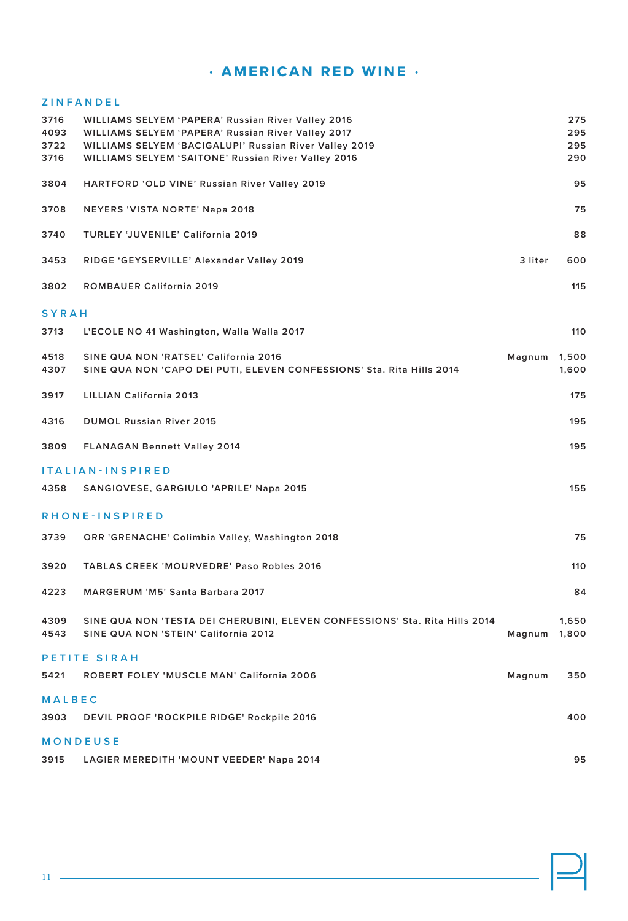# · AMERICAN RED WINE ·

## ZINFANDEL

| | | | |
|---|---|---|---|
| 3716 | WILLIAMS SELYEM 'PAPERA' Russian River Valley 2016 | | 275 |
| 4093 | WILLIAMS SELYEM 'PAPERA' Russian River Valley 2017 | | 295 |
| 3722 | WILLIAMS SELYEM 'BACIGALUPI' Russian River Valley 2019 | | 295 |
| 3716 | WILLIAMS SELYEM 'SAITONE' Russian River Valley 2016 | | 290 |
| 3804 | HARTFORD 'OLD VINE' Russian River Valley 2019 | | 95 |
| 3708 | NEYERS 'VISTA NORTE' Napa 2018 | | 75 |
| 3740 | TURLEY 'JUVENILE' California 2019 | | 88 |
| 3453 | RIDGE 'GEYSERVILLE' Alexander Valley 2019 | 3 liter | 600 |
| 3802 | ROMBAUER California 2019 | | 115 |

## SYRAH

| | | | |
|---|---|---|---|
| 3713 | L'ECOLE NO 41 Washington, Walla Walla 2017 | | 110 |
| 4518 | SINE QUA NON 'RATSEL' California 2016 | Magnum | 1,500 |
| 4307 | SINE QUA NON 'CAPO DEI PUTI, ELEVEN CONFESSIONS' Sta. Rita Hills 2014 | | 1,600 |
| 3917 | LILLIAN California 2013 | | 175 |
| 4316 | DUMOL Russian River 2015 | | 195 |
| 3809 | FLANAGAN Bennett Valley 2014 | | 195 |

## ITALIAN-INSPIRED

| | | | |
|---|---|---|---|
| 4358 | SANGIOVESE, GARGIULO 'APRILE' Napa 2015 | | 155 |

## RHONE-INSPIRED

| | | | |
|---|---|---|---|
| 3739 | ORR 'GRENACHE' Colimbia Valley, Washington 2018 | | 75 |
| 3920 | TABLAS CREEK 'MOURVEDRE' Paso Robles 2016 | | 110 |
| 4223 | MARGERUM 'M5' Santa Barbara 2017 | | 84 |
| 4309 | SINE QUA NON 'TESTA DEI CHERUBINI, ELEVEN CONFESSIONS' Sta. Rita Hills 2014 | | 1,650 |
| 4543 | SINE QUA NON 'STEIN' California 2012 | Magnum | 1,800 |

## PETITE SIRAH

| | | | |
|---|---|---|---|
| 5421 | ROBERT FOLEY 'MUSCLE MAN' California 2006 | Magnum | 350 |

## MALBEC

| | | | |
|---|---|---|---|
| 3903 | DEVIL PROOF 'ROCKPILE RIDGE' Rockpile 2016 | | 400 |

## MONDEUSE

| | | | |
|---|---|---|---|
| 3915 | LAGIER MEREDITH 'MOUNT VEEDER' Napa 2014 | | 95 |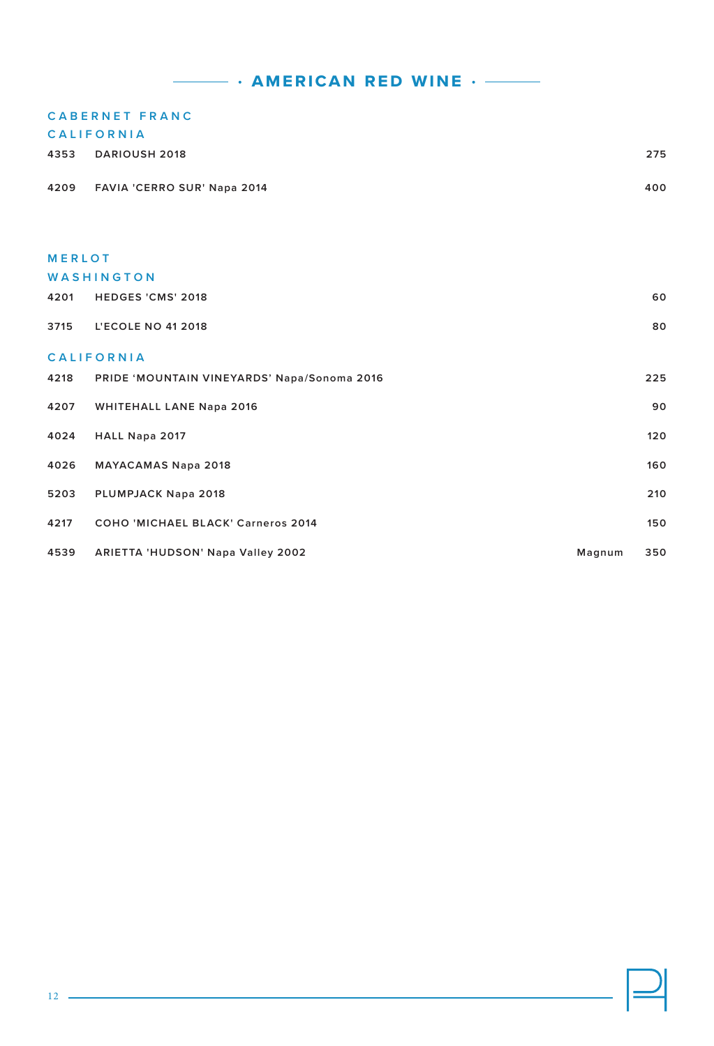# · AMERICAN RED WINE ·

## CABERNET FRANC

### CALIFORNIA

| | | | |
|---|---|---|---|
| 4353 | DARIOUSH 2018 | | 275 |
| 4209 | FAVIA 'CERRO SUR' Napa 2014 | | 400 |

## MERLOT

### WASHINGTON

| | | | |
|---|---|---|---|
| 4201 | HEDGES 'CMS' 2018 | | 60 |
| 3715 | L'ECOLE NO 41 2018 | | 80 |

### CALIFORNIA

| | | | |
|---|---|---|---|
| 4218 | PRIDE 'MOUNTAIN VINEYARDS' Napa/Sonoma 2016 | | 225 |
| 4207 | WHITEHALL LANE Napa 2016 | | 90 |
| 4024 | HALL Napa 2017 | | 120 |
| 4026 | MAYACAMAS Napa 2018 | | 160 |
| 5203 | PLUMPJACK Napa 2018 | | 210 |
| 4217 | COHO 'MICHAEL BLACK' Carneros 2014 | | 150 |
| 4539 | ARIETTA 'HUDSON' Napa Valley 2002 | Magnum | 350 |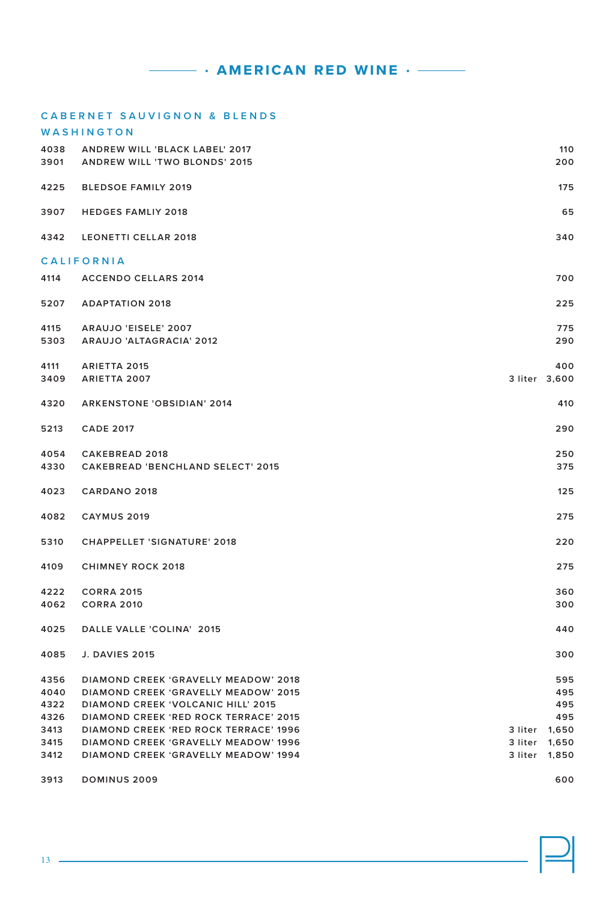# · AMERICAN RED WINE ·

## CABERNET SAUVIGNON & BLENDS

### WASHINGTON

| | | | |
|---|---|---|---|
| 4038 | ANDREW WILL 'BLACK LABEL' 2017 | | 110 |
| 3901 | ANDREW WILL 'TWO BLONDS' 2015 | | 200 |
| 4225 | BLEDSOE FAMILY 2019 | | 175 |
| 3907 | HEDGES FAMLIY 2018 | | 65 |
| 4342 | LEONETTI CELLAR 2018 | | 340 |

### CALIFORNIA

| | | | |
|---|---|---|---|
| 4114 | ACCENDO CELLARS 2014 | | 700 |
| 5207 | ADAPTATION 2018 | | 225 |
| 4115 | ARAUJO 'EISELE' 2007 | | 775 |
| 5303 | ARAUJO 'ALTAGRACIA' 2012 | | 290 |
| 4111 | ARIETTA 2015 | | 400 |
| 3409 | ARIETTA 2007 | 3 liter | 3,600 |
| 4320 | ARKENSTONE 'OBSIDIAN' 2014 | | 410 |
| 5213 | CADE 2017 | | 290 |
| 4054 | CAKEBREAD 2018 | | 250 |
| 4330 | CAKEBREAD 'BENCHLAND SELECT' 2015 | | 375 |
| 4023 | CARDANO 2018 | | 125 |
| 4082 | CAYMUS 2019 | | 275 |
| 5310 | CHAPPELLET 'SIGNATURE' 2018 | | 220 |
| 4109 | CHIMNEY ROCK 2018 | | 275 |
| 4222 | CORRA 2015 | | 360 |
| 4062 | CORRA 2010 | | 300 |
| 4025 | DALLE VALLE 'COLINA' 2015 | | 440 |
| 4085 | J. DAVIES 2015 | | 300 |
| 4356 | DIAMOND CREEK 'GRAVELLY MEADOW' 2018 | | 595 |
| 4040 | DIAMOND CREEK 'GRAVELLY MEADOW' 2015 | | 495 |
| 4322 | DIAMOND CREEK 'VOLCANIC HILL' 2015 | | 495 |
| 4326 | DIAMOND CREEK 'RED ROCK TERRACE' 2015 | | 495 |
| 3413 | DIAMOND CREEK 'RED ROCK TERRACE' 1996 | 3 liter | 1,650 |
| 3415 | DIAMOND CREEK 'GRAVELLY MEADOW' 1996 | 3 liter | 1,650 |
| 3412 | DIAMOND CREEK 'GRAVELLY MEADOW' 1994 | 3 liter | 1,850 |
| 3913 | DOMINUS 2009 | | 600 |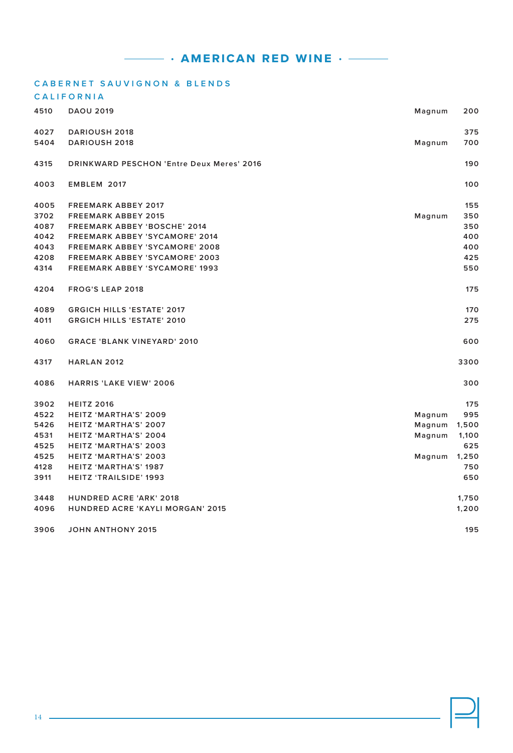# · AMERICAN RED WINE ·

## CABERNET SAUVIGNON & BLENDS

### CALIFORNIA

| | | | |
|---|---|---|---|
| 4510 | DAOU 2019 | Magnum | 200 |
| 4027 | DARIOUSH 2018 | | 375 |
| 5404 | DARIOUSH 2018 | Magnum | 700 |
| 4315 | DRINKWARD PESCHON 'Entre Deux Meres' 2016 | | 190 |
| 4003 | EMBLEM 2017 | | 100 |
| 4005 | FREEMARK ABBEY 2017 | | 155 |
| 3702 | FREEMARK ABBEY 2015 | Magnum | 350 |
| 4087 | FREEMARK ABBEY 'BOSCHE' 2014 | | 350 |
| 4042 | FREEMARK ABBEY 'SYCAMORE' 2014 | | 400 |
| 4043 | FREEMARK ABBEY 'SYCAMORE' 2008 | | 400 |
| 4208 | FREEMARK ABBEY 'SYCAMORE' 2003 | | 425 |
| 4314 | FREEMARK ABBEY 'SYCAMORE' 1993 | | 550 |
| 4204 | FROG'S LEAP 2018 | | 175 |
| 4089 | GRGICH HILLS 'ESTATE' 2017 | | 170 |
| 4011 | GRGICH HILLS 'ESTATE' 2010 | | 275 |
| 4060 | GRACE 'BLANK VINEYARD' 2010 | | 600 |
| 4317 | HARLAN 2012 | | 3300 |
| 4086 | HARRIS 'LAKE VIEW' 2006 | | 300 |
| 3902 | HEITZ 2016 | | 175 |
| 4522 | HEITZ 'MARTHA'S' 2009 | Magnum | 995 |
| 5426 | HEITZ 'MARTHA'S' 2007 | Magnum | 1,500 |
| 4531 | HEITZ 'MARTHA'S' 2004 | Magnum | 1,100 |
| 4525 | HEITZ 'MARTHA'S' 2003 | | 625 |
| 4525 | HEITZ 'MARTHA'S' 2003 | Magnum | 1,250 |
| 4128 | HEITZ 'MARTHA'S' 1987 | | 750 |
| 3911 | HEITZ 'TRAILSIDE' 1993 | | 650 |
| 3448 | HUNDRED ACRE 'ARK' 2018 | | 1,750 |
| 4096 | HUNDRED ACRE 'KAYLI MORGAN' 2015 | | 1,200 |
| 3906 | JOHN ANTHONY 2015 | | 195 |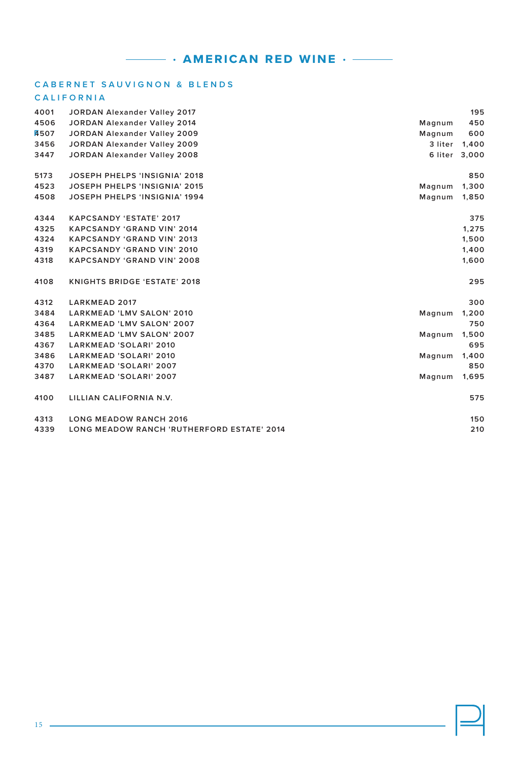# · AMERICAN RED WINE ·

## CABERNET SAUVIGNON & BLENDS

### CALIFORNIA

| | | | |
|---|---|---|---|
| 4001 | JORDAN Alexander Valley 2017 | | 195 |
| 4506 | JORDAN Alexander Valley 2014 | Magnum | 450 |
| 4507 | JORDAN Alexander Valley 2009 | Magnum | 600 |
| 3456 | JORDAN Alexander Valley 2009 | 3 liter | 1,400 |
| 3447 | JORDAN Alexander Valley 2008 | 6 liter | 3,000 |
| | | | |
| 5173 | JOSEPH PHELPS 'INSIGNIA' 2018 | | 850 |
| 4523 | JOSEPH PHELPS 'INSIGNIA' 2015 | Magnum | 1,300 |
| 4508 | JOSEPH PHELPS 'INSIGNIA' 1994 | Magnum | 1,850 |
| | | | |
| 4344 | KAPCSANDY 'ESTATE' 2017 | | 375 |
| 4325 | KAPCSANDY 'GRAND VIN' 2014 | | 1,275 |
| 4324 | KAPCSANDY 'GRAND VIN' 2013 | | 1,500 |
| 4319 | KAPCSANDY 'GRAND VIN' 2010 | | 1,400 |
| 4318 | KAPCSANDY 'GRAND VIN' 2008 | | 1,600 |
| | | | |
| 4108 | KNIGHTS BRIDGE 'ESTATE' 2018 | | 295 |
| | | | |
| 4312 | LARKMEAD 2017 | | 300 |
| 3484 | LARKMEAD 'LMV SALON' 2010 | Magnum | 1,200 |
| 4364 | LARKMEAD 'LMV SALON' 2007 | | 750 |
| 3485 | LARKMEAD 'LMV SALON' 2007 | Magnum | 1,500 |
| 4367 | LARKMEAD 'SOLARI' 2010 | | 695 |
| 3486 | LARKMEAD 'SOLARI' 2010 | Magnum | 1,400 |
| 4370 | LARKMEAD 'SOLARI' 2007 | | 850 |
| 3487 | LARKMEAD 'SOLARI' 2007 | Magnum | 1,695 |
| | | | |
| 4100 | LILLIAN CALIFORNIA N.V. | | 575 |
| | | | |
| 4313 | LONG MEADOW RANCH 2016 | | 150 |
| 4339 | LONG MEADOW RANCH 'RUTHERFORD ESTATE' 2014 | | 210 |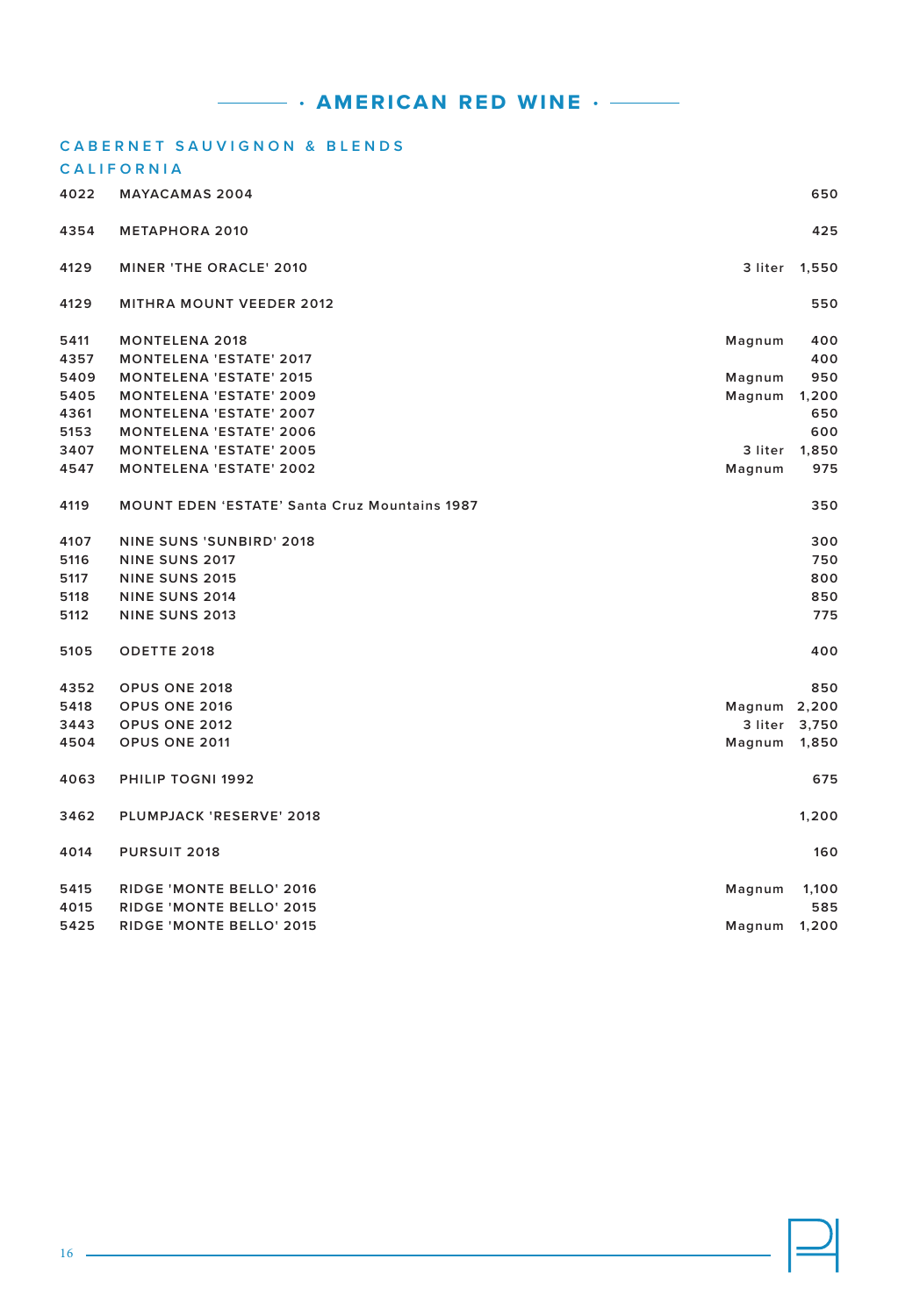# · AMERICAN RED WINE ·

## CABERNET SAUVIGNON & BLENDS

### CALIFORNIA

| | | | |
|---|---|---|---|
| 4022 | MAYACAMAS 2004 | | 650 |
| 4354 | METAPHORA 2010 | | 425 |
| 4129 | MINER 'THE ORACLE' 2010 | 3 liter | 1,550 |
| 4129 | MITHRA MOUNT VEEDER 2012 | | 550 |
| 5411 | MONTELENA 2018 | Magnum | 400 |
| 4357 | MONTELENA 'ESTATE' 2017 | | 400 |
| 5409 | MONTELENA 'ESTATE' 2015 | Magnum | 950 |
| 5405 | MONTELENA 'ESTATE' 2009 | Magnum | 1,200 |
| 4361 | MONTELENA 'ESTATE' 2007 | | 650 |
| 5153 | MONTELENA 'ESTATE' 2006 | | 600 |
| 3407 | MONTELENA 'ESTATE' 2005 | 3 liter | 1,850 |
| 4547 | MONTELENA 'ESTATE' 2002 | Magnum | 975 |
| 4119 | MOUNT EDEN 'ESTATE' Santa Cruz Mountains 1987 | | 350 |
| 4107 | NINE SUNS 'SUNBIRD' 2018 | | 300 |
| 5116 | NINE SUNS 2017 | | 750 |
| 5117 | NINE SUNS 2015 | | 800 |
| 5118 | NINE SUNS 2014 | | 850 |
| 5112 | NINE SUNS 2013 | | 775 |
| 5105 | ODETTE 2018 | | 400 |
| 4352 | OPUS ONE 2018 | | 850 |
| 5418 | OPUS ONE 2016 | Magnum | 2,200 |
| 3443 | OPUS ONE 2012 | 3 liter | 3,750 |
| 4504 | OPUS ONE 2011 | Magnum | 1,850 |
| 4063 | PHILIP TOGNI 1992 | | 675 |
| 3462 | PLUMPJACK 'RESERVE' 2018 | | 1,200 |
| 4014 | PURSUIT 2018 | | 160 |
| 5415 | RIDGE 'MONTE BELLO' 2016 | Magnum | 1,100 |
| 4015 | RIDGE 'MONTE BELLO' 2015 | | 585 |
| 5425 | RIDGE 'MONTE BELLO' 2015 | Magnum | 1,200 |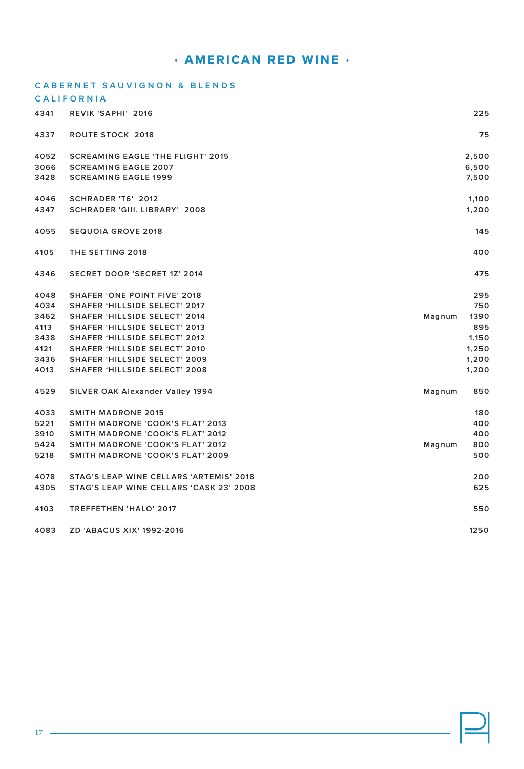# · AMERICAN RED WINE ·

## CABERNET SAUVIGNON & BLENDS

### CALIFORNIA

| | | | |
|---|---|---|---|
| 4341 | REVIK 'SAPHI' 2016 | | 225 |
| 4337 | ROUTE STOCK 2018 | | 75 |
| 4052 | SCREAMING EAGLE 'THE FLIGHT' 2015 | | 2,500 |
| 3066 | SCREAMING EAGLE 2007 | | 6,500 |
| 3428 | SCREAMING EAGLE 1999 | | 7,500 |
| 4046 | SCHRADER 'T6' 2012 | | 1,100 |
| 4347 | SCHRADER 'GIII, LIBRARY' 2008 | | 1,200 |
| 4055 | SEQUOIA GROVE 2018 | | 145 |
| 4105 | THE SETTING 2018 | | 400 |
| 4346 | SECRET DOOR 'SECRET 1Z' 2014 | | 475 |
| 4048 | SHAFER 'ONE POINT FIVE' 2018 | | 295 |
| 4034 | SHAFER 'HILLSIDE SELECT' 2017 | | 750 |
| 3462 | SHAFER 'HILLSIDE SELECT' 2014 | Magnum | 1390 |
| 4113 | SHAFER 'HILLSIDE SELECT' 2013 | | 895 |
| 3438 | SHAFER 'HILLSIDE SELECT' 2012 | | 1,150 |
| 4121 | SHAFER 'HILLSIDE SELECT' 2010 | | 1,250 |
| 3436 | SHAFER 'HILLSIDE SELECT' 2009 | | 1,200 |
| 4013 | SHAFER 'HILLSIDE SELECT' 2008 | | 1,200 |
| 4529 | SILVER OAK Alexander Valley 1994 | Magnum | 850 |
| 4033 | SMITH MADRONE 2015 | | 180 |
| 5221 | SMITH MADRONE 'COOK'S FLAT' 2013 | | 400 |
| 3910 | SMITH MADRONE 'COOK'S FLAT' 2012 | | 400 |
| 5424 | SMITH MADRONE 'COOK'S FLAT' 2012 | Magnum | 800 |
| 5218 | SMITH MADRONE 'COOK'S FLAT' 2009 | | 500 |
| 4078 | STAG'S LEAP WINE CELLARS 'ARTEMIS' 2018 | | 200 |
| 4305 | STAG'S LEAP WINE CELLARS 'CASK 23' 2008 | | 625 |
| 4103 | TREFFETHEN 'HALO' 2017 | | 550 |
| 4083 | ZD 'ABACUS XIX' 1992-2016 | | 1250 |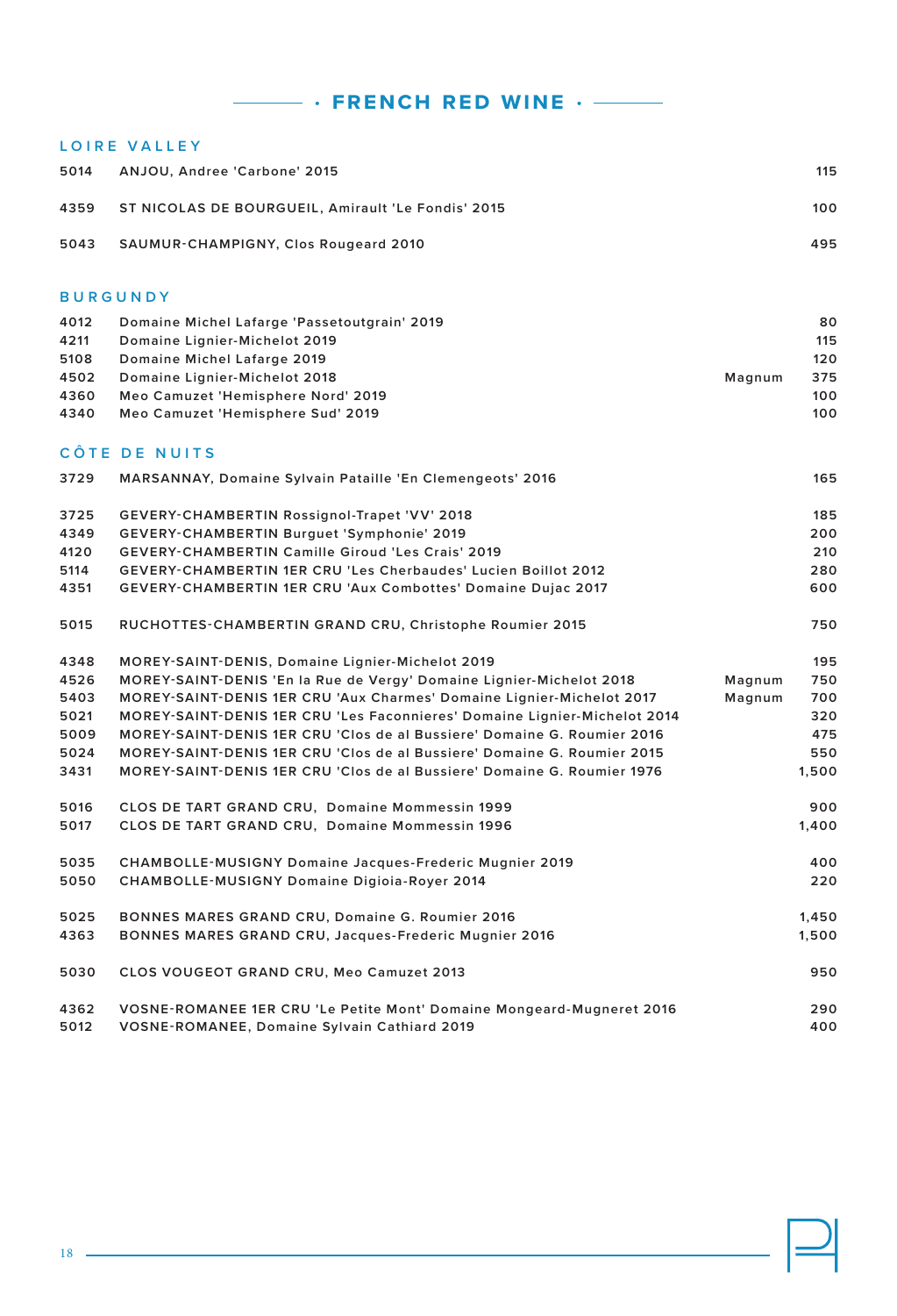# · FRENCH RED WINE ·

## LOIRE VALLEY

| | | | |
|---|---|---|---|
| 5014 | ANJOU, Andree 'Carbone' 2015 | | 115 |
| 4359 | ST NICOLAS DE BOURGUEIL, Amirault 'Le Fondis' 2015 | | 100 |
| 5043 | SAUMUR-CHAMPIGNY, Clos Rougeard 2010 | | 495 |

## BURGUNDY

| | | | |
|---|---|---|---|
| 4012 | Domaine Michel Lafarge 'Passetoutgrain' 2019 | | 80 |
| 4211 | Domaine Lignier-Michelot 2019 | | 115 |
| 5108 | Domaine Michel Lafarge 2019 | | 120 |
| 4502 | Domaine Lignier-Michelot 2018 | Magnum | 375 |
| 4360 | Meo Camuzet 'Hemisphere Nord' 2019 | | 100 |
| 4340 | Meo Camuzet 'Hemisphere Sud' 2019 | | 100 |

## CÔTE DE NUITS

| | | | |
|---|---|---|---|
| 3729 | MARSANNAY, Domaine Sylvain Pataille 'En Clemengeots' 2016 | | 165 |
| 3725 | GEVERY-CHAMBERTIN Rossignol-Trapet 'VV' 2018 | | 185 |
| 4349 | GEVERY-CHAMBERTIN Burguet 'Symphonie' 2019 | | 200 |
| 4120 | GEVERY-CHAMBERTIN Camille Giroud 'Les Crais' 2019 | | 210 |
| 5114 | GEVERY-CHAMBERTIN 1ER CRU 'Les Cherbaudes' Lucien Boillot 2012 | | 280 |
| 4351 | GEVERY-CHAMBERTIN 1ER CRU 'Aux Combottes' Domaine Dujac 2017 | | 600 |
| 5015 | RUCHOTTES-CHAMBERTIN GRAND CRU, Christophe Roumier 2015 | | 750 |
| 4348 | MOREY-SAINT-DENIS, Domaine Lignier-Michelot 2019 | | 195 |
| 4526 | MOREY-SAINT-DENIS 'En la Rue de Vergy' Domaine Lignier-Michelot 2018 | Magnum | 750 |
| 5403 | MOREY-SAINT-DENIS 1ER CRU 'Aux Charmes' Domaine Lignier-Michelot 2017 | Magnum | 700 |
| 5021 | MOREY-SAINT-DENIS 1ER CRU 'Les Faconnieres' Domaine Lignier-Michelot 2014 | | 320 |
| 5009 | MOREY-SAINT-DENIS 1ER CRU 'Clos de al Bussiere' Domaine G. Roumier 2016 | | 475 |
| 5024 | MOREY-SAINT-DENIS 1ER CRU 'Clos de al Bussiere' Domaine G. Roumier 2015 | | 550 |
| 3431 | MOREY-SAINT-DENIS 1ER CRU 'Clos de al Bussiere' Domaine G. Roumier 1976 | | 1,500 |
| 5016 | CLOS DE TART GRAND CRU, Domaine Mommessin 1999 | | 900 |
| 5017 | CLOS DE TART GRAND CRU, Domaine Mommessin 1996 | | 1,400 |
| 5035 | CHAMBOLLE-MUSIGNY Domaine Jacques-Frederic Mugnier 2019 | | 400 |
| 5050 | CHAMBOLLE-MUSIGNY Domaine Digioia-Royer 2014 | | 220 |
| 5025 | BONNES MARES GRAND CRU, Domaine G. Roumier 2016 | | 1,450 |
| 4363 | BONNES MARES GRAND CRU, Jacques-Frederic Mugnier 2016 | | 1,500 |
| 5030 | CLOS VOUGEOT GRAND CRU, Meo Camuzet 2013 | | 950 |
| 4362 | VOSNE-ROMANEE 1ER CRU 'Le Petite Mont' Domaine Mongeard-Mugneret 2016 | | 290 |
| 5012 | VOSNE-ROMANEE, Domaine Sylvain Cathiard 2019 | | 400 |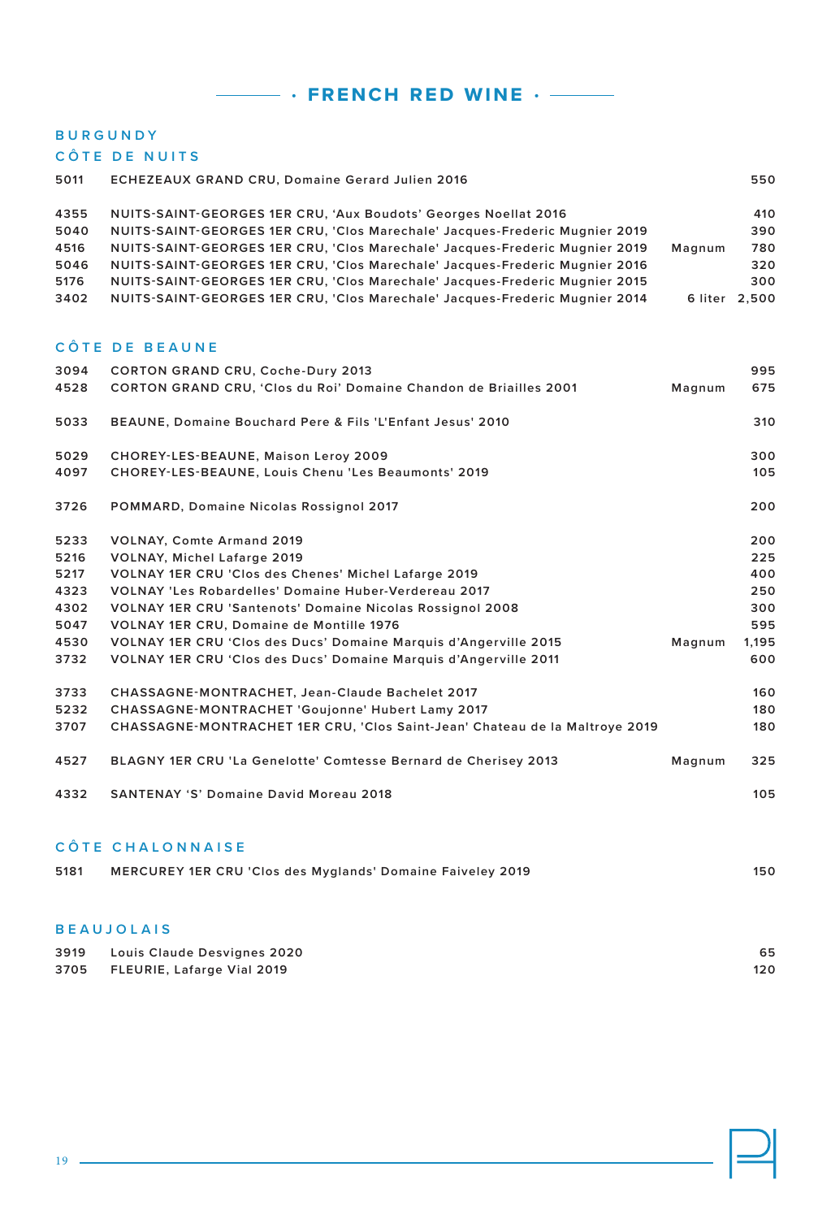# · FRENCH RED WINE ·

## BURGUNDY

### CÔTE DE NUITS

| | | | |
|---|---|---|---|
| 5011 | ECHEZEAUX GRAND CRU, Domaine Gerard Julien 2016 | | 550 |
| 4355 | NUITS-SAINT-GEORGES 1ER CRU, 'Aux Boudots' Georges Noellat 2016 | | 410 |
| 5040 | NUITS-SAINT-GEORGES 1ER CRU, 'Clos Marechale' Jacques-Frederic Mugnier 2019 | | 390 |
| 4516 | NUITS-SAINT-GEORGES 1ER CRU, 'Clos Marechale' Jacques-Frederic Mugnier 2019 | Magnum | 780 |
| 5046 | NUITS-SAINT-GEORGES 1ER CRU, 'Clos Marechale' Jacques-Frederic Mugnier 2016 | | 320 |
| 5176 | NUITS-SAINT-GEORGES 1ER CRU, 'Clos Marechale' Jacques-Frederic Mugnier 2015 | | 300 |
| 3402 | NUITS-SAINT-GEORGES 1ER CRU, 'Clos Marechale' Jacques-Frederic Mugnier 2014 | 6 liter | 2,500 |

### CÔTE DE BEAUNE

| | | | |
|---|---|---|---|
| 3094 | CORTON GRAND CRU, Coche-Dury 2013 | | 995 |
| 4528 | CORTON GRAND CRU, 'Clos du Roi' Domaine Chandon de Briailles 2001 | Magnum | 675 |
| 5033 | BEAUNE, Domaine Bouchard Pere & Fils 'L'Enfant Jesus' 2010 | | 310 |
| 5029 | CHOREY-LES-BEAUNE, Maison Leroy 2009 | | 300 |
| 4097 | CHOREY-LES-BEAUNE, Louis Chenu 'Les Beaumonts' 2019 | | 105 |
| 3726 | POMMARD, Domaine Nicolas Rossignol 2017 | | 200 |
| 5233 | VOLNAY, Comte Armand 2019 | | 200 |
| 5216 | VOLNAY, Michel Lafarge 2019 | | 225 |
| 5217 | VOLNAY 1ER CRU 'Clos des Chenes' Michel Lafarge 2019 | | 400 |
| 4323 | VOLNAY 'Les Robardelles' Domaine Huber-Verdereau 2017 | | 250 |
| 4302 | VOLNAY 1ER CRU 'Santenots' Domaine Nicolas Rossignol 2008 | | 300 |
| 5047 | VOLNAY 1ER CRU, Domaine de Montille 1976 | | 595 |
| 4530 | VOLNAY 1ER CRU 'Clos des Ducs' Domaine Marquis d'Angerville 2015 | Magnum | 1,195 |
| 3732 | VOLNAY 1ER CRU 'Clos des Ducs' Domaine Marquis d'Angerville 2011 | | 600 |
| 3733 | CHASSAGNE-MONTRACHET, Jean-Claude Bachelet 2017 | | 160 |
| 5232 | CHASSAGNE-MONTRACHET 'Goujonne' Hubert Lamy 2017 | | 180 |
| 3707 | CHASSAGNE-MONTRACHET 1ER CRU, 'Clos Saint-Jean' Chateau de la Maltroye 2019 | | 180 |
| 4527 | BLAGNY 1ER CRU 'La Genelotte' Comtesse Bernard de Cherisey 2013 | Magnum | 325 |
| 4332 | SANTENAY 'S' Domaine David Moreau 2018 | | 105 |

### CÔTE CHALONNAISE

| | | | |
|---|---|---|---|
| 5181 | MERCUREY 1ER CRU 'Clos des Myglands' Domaine Faiveley 2019 | | 150 |

## BEAUJOLAIS

| | | | |
|---|---|---|---|
| 3919 | Louis Claude Desvignes 2020 | | 65 |
| 3705 | FLEURIE, Lafarge Vial 2019 | | 120 |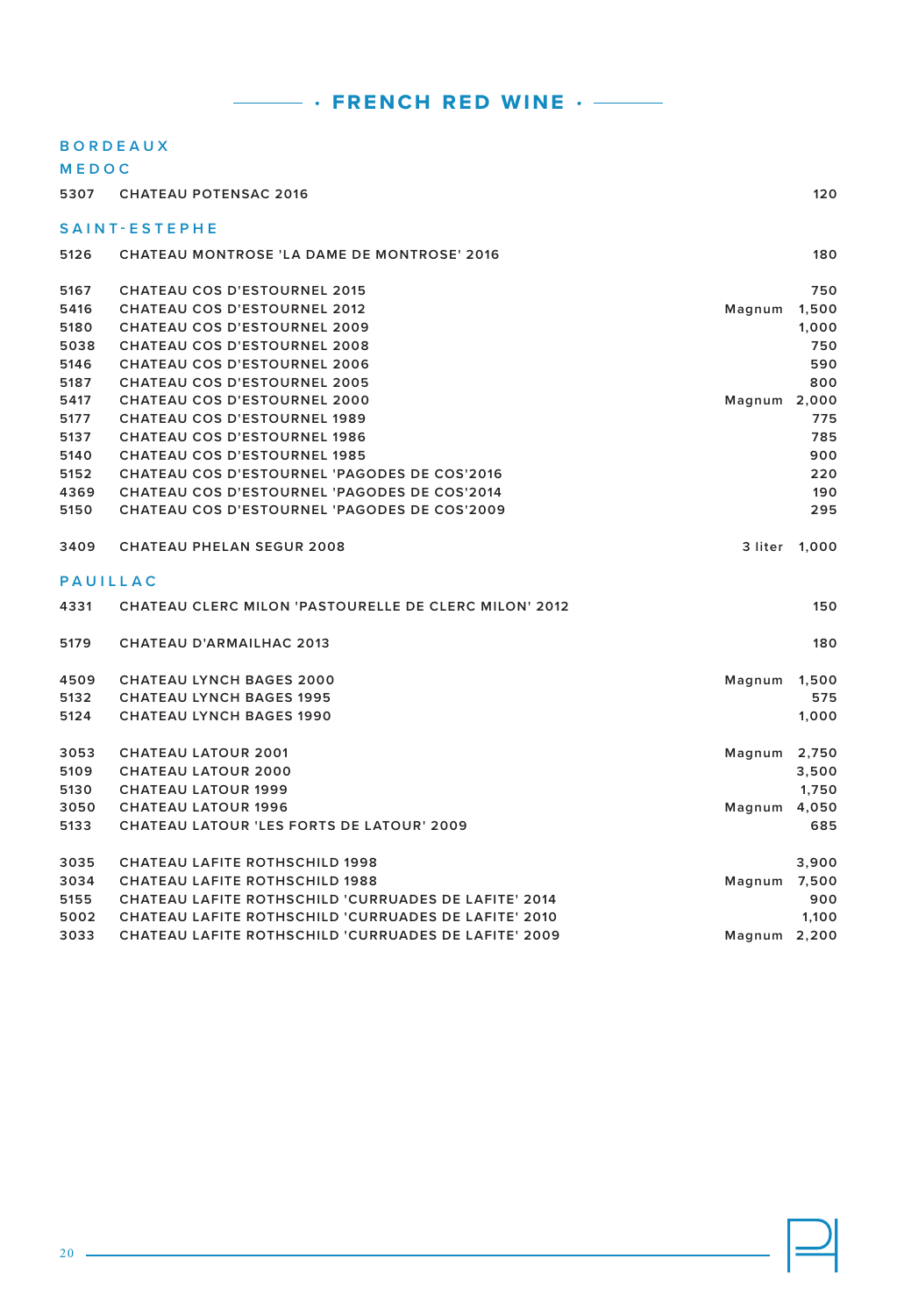# · FRENCH RED WINE ·

## BORDEAUX

### MEDOC

| | | | |
|---|---|---|---|
| 5307 | CHATEAU POTENSAC 2016 | | 120 |

### SAINT-ESTEPHE

| | | | |
|---|---|---|---|
| 5126 | CHATEAU MONTROSE 'LA DAME DE MONTROSE' 2016 | | 180 |
| 5167 | CHATEAU COS D'ESTOURNEL 2015 | | 750 |
| 5416 | CHATEAU COS D'ESTOURNEL 2012 | Magnum | 1,500 |
| 5180 | CHATEAU COS D'ESTOURNEL 2009 | | 1,000 |
| 5038 | CHATEAU COS D'ESTOURNEL 2008 | | 750 |
| 5146 | CHATEAU COS D'ESTOURNEL 2006 | | 590 |
| 5187 | CHATEAU COS D'ESTOURNEL 2005 | | 800 |
| 5417 | CHATEAU COS D'ESTOURNEL 2000 | Magnum | 2,000 |
| 5177 | CHATEAU COS D'ESTOURNEL 1989 | | 775 |
| 5137 | CHATEAU COS D'ESTOURNEL 1986 | | 785 |
| 5140 | CHATEAU COS D'ESTOURNEL 1985 | | 900 |
| 5152 | CHATEAU COS D'ESTOURNEL 'PAGODES DE COS'2016 | | 220 |
| 4369 | CHATEAU COS D'ESTOURNEL 'PAGODES DE COS'2014 | | 190 |
| 5150 | CHATEAU COS D'ESTOURNEL 'PAGODES DE COS'2009 | | 295 |
| 3409 | CHATEAU PHELAN SEGUR 2008 | 3 liter | 1,000 |

### PAUILLAC

| | | | |
|---|---|---|---|
| 4331 | CHATEAU CLERC MILON 'PASTOURELLE DE CLERC MILON' 2012 | | 150 |
| 5179 | CHATEAU D'ARMAILHAC 2013 | | 180 |
| 4509 | CHATEAU LYNCH BAGES 2000 | Magnum | 1,500 |
| 5132 | CHATEAU LYNCH BAGES 1995 | | 575 |
| 5124 | CHATEAU LYNCH BAGES 1990 | | 1,000 |
| 3053 | CHATEAU LATOUR 2001 | Magnum | 2,750 |
| 5109 | CHATEAU LATOUR 2000 | | 3,500 |
| 5130 | CHATEAU LATOUR 1999 | | 1,750 |
| 3050 | CHATEAU LATOUR 1996 | Magnum | 4,050 |
| 5133 | CHATEAU LATOUR 'LES FORTS DE LATOUR' 2009 | | 685 |
| 3035 | CHATEAU LAFITE ROTHSCHILD 1998 | | 3,900 |
| 3034 | CHATEAU LAFITE ROTHSCHILD 1988 | Magnum | 7,500 |
| 5155 | CHATEAU LAFITE ROTHSCHILD 'CURRUADES DE LAFITE' 2014 | | 900 |
| 5002 | CHATEAU LAFITE ROTHSCHILD 'CURRUADES DE LAFITE' 2010 | | 1,100 |
| 3033 | CHATEAU LAFITE ROTHSCHILD 'CURRUADES DE LAFITE' 2009 | Magnum | 2,200 |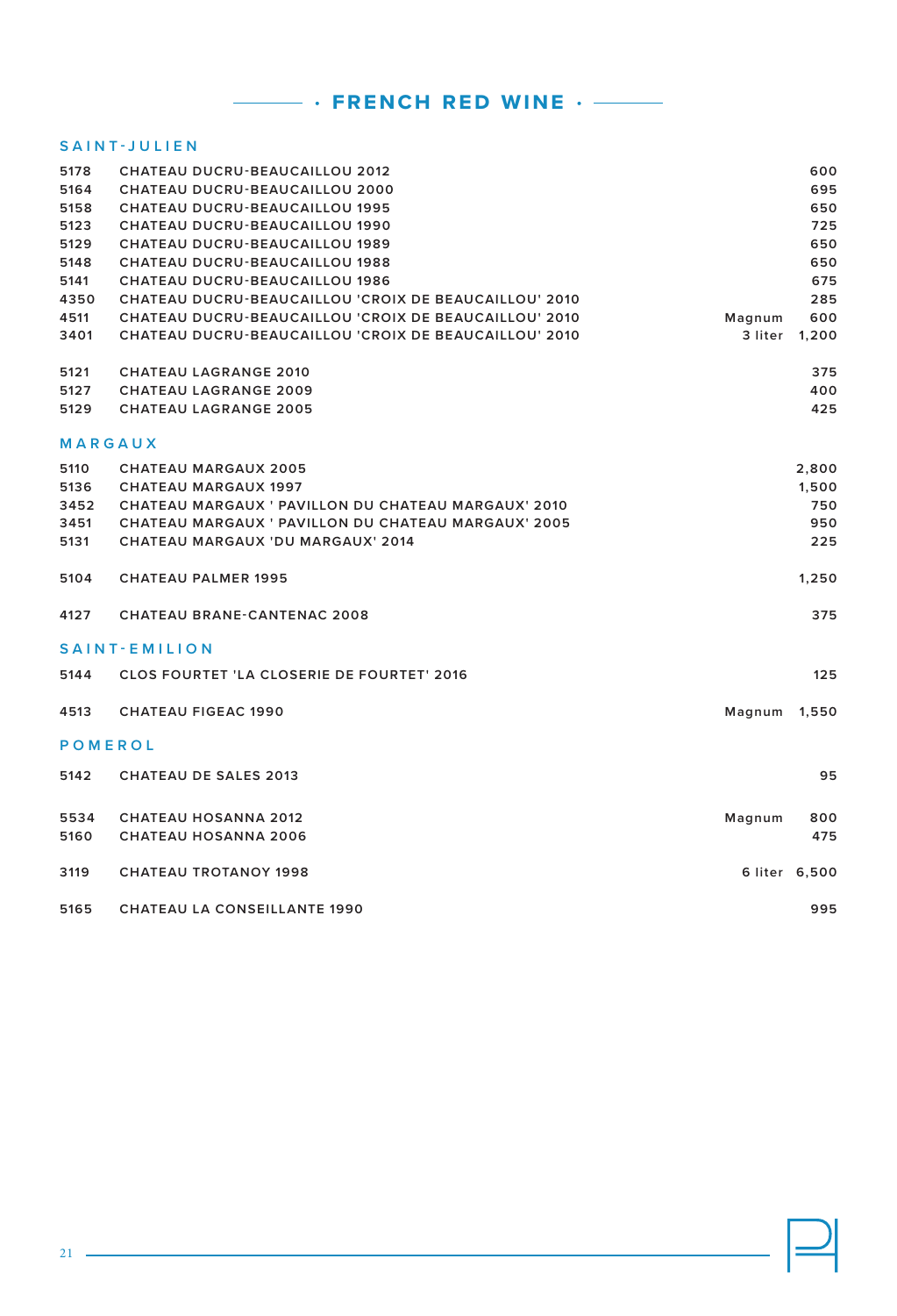# · FRENCH RED WINE ·

## SAINT-JULIEN

| | | | |
|---|---|---|---|
| 5178 | CHATEAU DUCRU-BEAUCAILLOU 2012 | | 600 |
| 5164 | CHATEAU DUCRU-BEAUCAILLOU 2000 | | 695 |
| 5158 | CHATEAU DUCRU-BEAUCAILLOU 1995 | | 650 |
| 5123 | CHATEAU DUCRU-BEAUCAILLOU 1990 | | 725 |
| 5129 | CHATEAU DUCRU-BEAUCAILLOU 1989 | | 650 |
| 5148 | CHATEAU DUCRU-BEAUCAILLOU 1988 | | 650 |
| 5141 | CHATEAU DUCRU-BEAUCAILLOU 1986 | | 675 |
| 4350 | CHATEAU DUCRU-BEAUCAILLOU 'CROIX DE BEAUCAILLOU' 2010 | | 285 |
| 4511 | CHATEAU DUCRU-BEAUCAILLOU 'CROIX DE BEAUCAILLOU' 2010 | Magnum | 600 |
| 3401 | CHATEAU DUCRU-BEAUCAILLOU 'CROIX DE BEAUCAILLOU' 2010 | 3 liter | 1,200 |
| | | | |
| 5121 | CHATEAU LAGRANGE 2010 | | 375 |
| 5127 | CHATEAU LAGRANGE 2009 | | 400 |
| 5129 | CHATEAU LAGRANGE 2005 | | 425 |

## MARGAUX

| | | | |
|---|---|---|---|
| 5110 | CHATEAU MARGAUX 2005 | | 2,800 |
| 5136 | CHATEAU MARGAUX 1997 | | 1,500 |
| 3452 | CHATEAU MARGAUX ' PAVILLON DU CHATEAU MARGAUX' 2010 | | 750 |
| 3451 | CHATEAU MARGAUX ' PAVILLON DU CHATEAU MARGAUX' 2005 | | 950 |
| 5131 | CHATEAU MARGAUX 'DU MARGAUX' 2014 | | 225 |
| | | | |
| 5104 | CHATEAU PALMER 1995 | | 1,250 |
| | | | |
| 4127 | CHATEAU BRANE-CANTENAC 2008 | | 375 |

## SAINT-EMILION

| | | | |
|---|---|---|---|
| 5144 | CLOS FOURTET 'LA CLOSERIE DE FOURTET' 2016 | | 125 |
| | | | |
| 4513 | CHATEAU FIGEAC 1990 | Magnum | 1,550 |

## POMEROL

| | | | |
|---|---|---|---|
| 5142 | CHATEAU DE SALES 2013 | | 95 |
| | | | |
| 5534 | CHATEAU HOSANNA 2012 | Magnum | 800 |
| 5160 | CHATEAU HOSANNA 2006 | | 475 |
| | | | |
| 3119 | CHATEAU TROTANOY 1998 | 6 liter | 6,500 |
| | | | |
| 5165 | CHATEAU LA CONSEILLANTE 1990 | | 995 |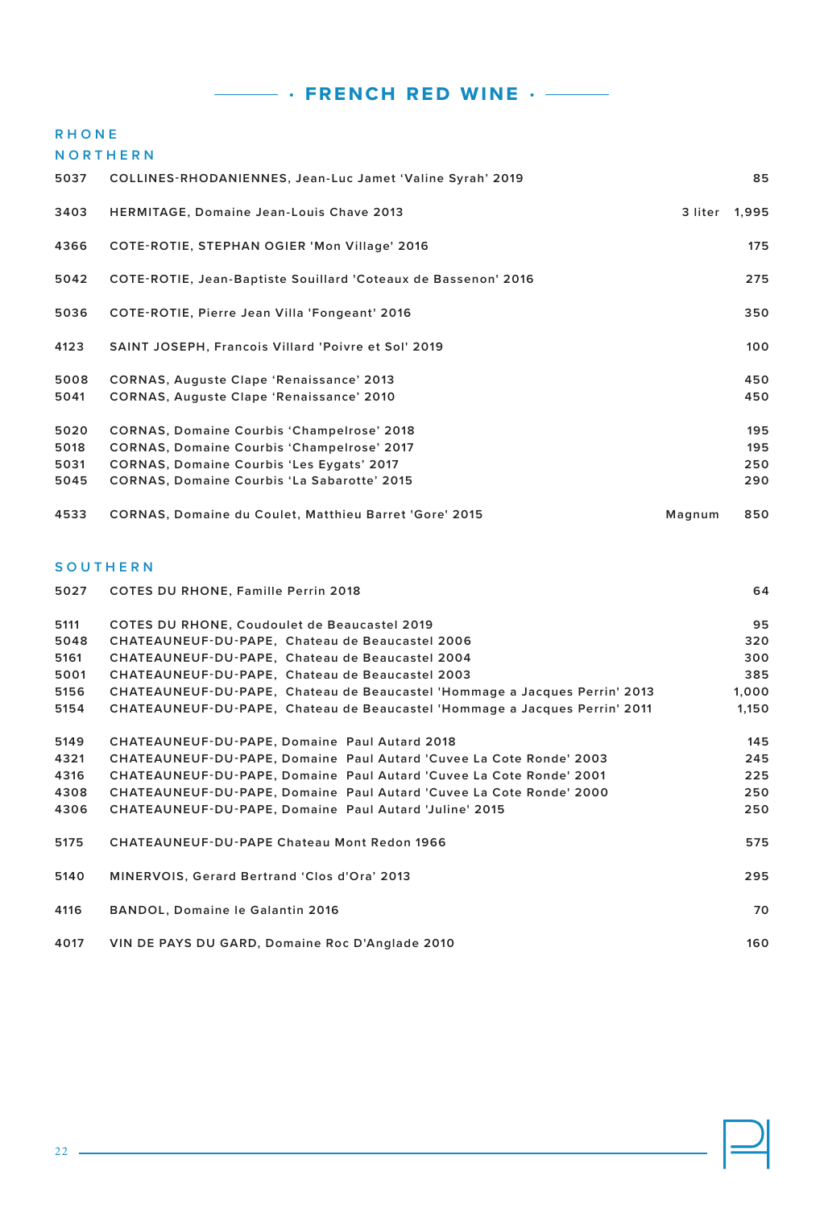# · FRENCH RED WINE ·

## RHONE

### NORTHERN

| | | | |
|---|---|---|---|
| 5037 | COLLINES-RHODANIENNES, Jean-Luc Jamet ‘Valine Syrah’ 2019 | | 85 |
| 3403 | HERMITAGE, Domaine Jean-Louis Chave 2013 | 3 liter | 1,995 |
| 4366 | COTE-ROTIE, STEPHAN OGIER 'Mon Village' 2016 | | 175 |
| 5042 | COTE-ROTIE, Jean-Baptiste Souillard 'Coteaux de Bassenon' 2016 | | 275 |
| 5036 | COTE-ROTIE, Pierre Jean Villa 'Fongeant' 2016 | | 350 |
| 4123 | SAINT JOSEPH, Francois Villard 'Poivre et Sol' 2019 | | 100 |
| 5008 | CORNAS, Auguste Clape ‘Renaissance’ 2013 | | 450 |
| 5041 | CORNAS, Auguste Clape ‘Renaissance’ 2010 | | 450 |
| 5020 | CORNAS, Domaine Courbis ‘Champelrose’ 2018 | | 195 |
| 5018 | CORNAS, Domaine Courbis ‘Champelrose’ 2017 | | 195 |
| 5031 | CORNAS, Domaine Courbis ‘Les Eygats’ 2017 | | 250 |
| 5045 | CORNAS, Domaine Courbis ‘La Sabarotte’ 2015 | | 290 |
| 4533 | CORNAS, Domaine du Coulet, Matthieu Barret 'Gore' 2015 | Magnum | 850 |

### SOUTHERN

| | | |
|---|---|---|
| 5027 | COTES DU RHONE, Famille Perrin 2018 | 64 |
| 5111 | COTES DU RHONE, Coudoulet de Beaucastel 2019 | 95 |
| 5048 | CHATEAUNEUF-DU-PAPE, Chateau de Beaucastel 2006 | 320 |
| 5161 | CHATEAUNEUF-DU-PAPE, Chateau de Beaucastel 2004 | 300 |
| 5001 | CHATEAUNEUF-DU-PAPE, Chateau de Beaucastel 2003 | 385 |
| 5156 | CHATEAUNEUF-DU-PAPE, Chateau de Beaucastel 'Hommage a Jacques Perrin' 2013 | 1,000 |
| 5154 | CHATEAUNEUF-DU-PAPE, Chateau de Beaucastel 'Hommage a Jacques Perrin' 2011 | 1,150 |
| 5149 | CHATEAUNEUF-DU-PAPE, Domaine Paul Autard 2018 | 145 |
| 4321 | CHATEAUNEUF-DU-PAPE, Domaine Paul Autard 'Cuvee La Cote Ronde' 2003 | 245 |
| 4316 | CHATEAUNEUF-DU-PAPE, Domaine Paul Autard 'Cuvee La Cote Ronde' 2001 | 225 |
| 4308 | CHATEAUNEUF-DU-PAPE, Domaine Paul Autard 'Cuvee La Cote Ronde' 2000 | 250 |
| 4306 | CHATEAUNEUF-DU-PAPE, Domaine Paul Autard 'Juline' 2015 | 250 |
| 5175 | CHATEAUNEUF-DU-PAPE Chateau Mont Redon 1966 | 575 |
| 5140 | MINERVOIS, Gerard Bertrand ‘Clos d'Ora’ 2013 | 295 |
| 4116 | BANDOL, Domaine le Galantin 2016 | 70 |
| 4017 | VIN DE PAYS DU GARD, Domaine Roc D'Anglade 2010 | 160 |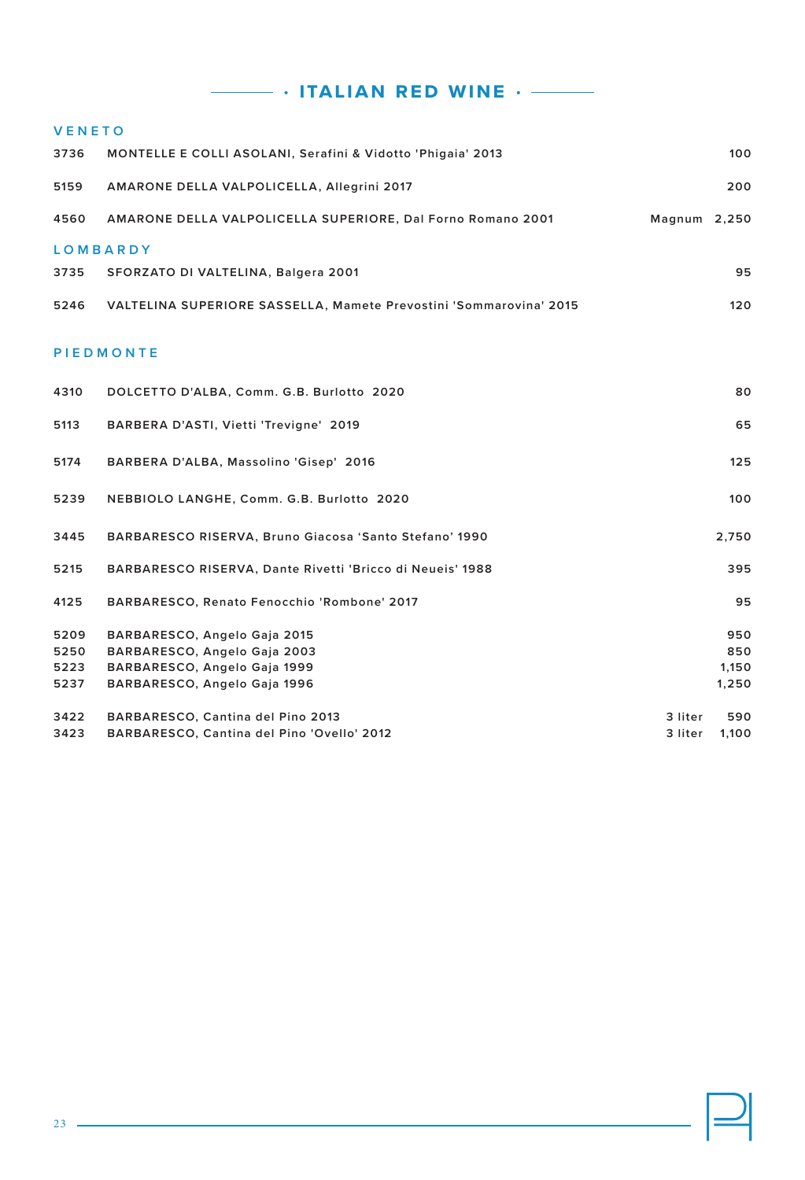# · ITALIAN RED WINE ·

## VENETO

| | | | |
|---|---|---|---|
| 3736 | MONTELLE E COLLI ASOLANI, Serafini & Vidotto 'Phigaia' 2013 | | 100 |
| 5159 | AMARONE DELLA VALPOLICELLA, Allegrini 2017 | | 200 |
| 4560 | AMARONE DELLA VALPOLICELLA SUPERIORE, Dal Forno Romano 2001 | Magnum | 2,250 |

## LOMBARDY

| | | |
|---|---|---|
| 3735 | SFORZATO DI VALTELINA, Balgera 2001 | 95 |
| 5246 | VALTELINA SUPERIORE SASSELLA, Mamete Prevostini 'Sommarovina' 2015 | 120 |

## PIEDMONTE

| | | | |
|---|---|---|---|
| 4310 | DOLCETTO D'ALBA, Comm. G.B. Burlotto 2020 | | 80 |
| 5113 | BARBERA D'ASTI, Vietti 'Trevigne' 2019 | | 65 |
| 5174 | BARBERA D'ALBA, Massolino 'Gisep' 2016 | | 125 |
| 5239 | NEBBIOLO LANGHE, Comm. G.B. Burlotto 2020 | | 100 |
| 3445 | BARBARESCO RISERVA, Bruno Giacosa 'Santo Stefano' 1990 | | 2,750 |
| 5215 | BARBARESCO RISERVA, Dante Rivetti 'Bricco di Neueis' 1988 | | 395 |
| 4125 | BARBARESCO, Renato Fenocchio 'Rombone' 2017 | | 95 |
| 5209 | BARBARESCO, Angelo Gaja 2015 | | 950 |
| 5250 | BARBARESCO, Angelo Gaja 2003 | | 850 |
| 5223 | BARBARESCO, Angelo Gaja 1999 | | 1,150 |
| 5237 | BARBARESCO, Angelo Gaja 1996 | | 1,250 |
| 3422 | BARBARESCO, Cantina del Pino 2013 | 3 liter | 590 |
| 3423 | BARBARESCO, Cantina del Pino 'Ovello' 2012 | 3 liter | 1,100 |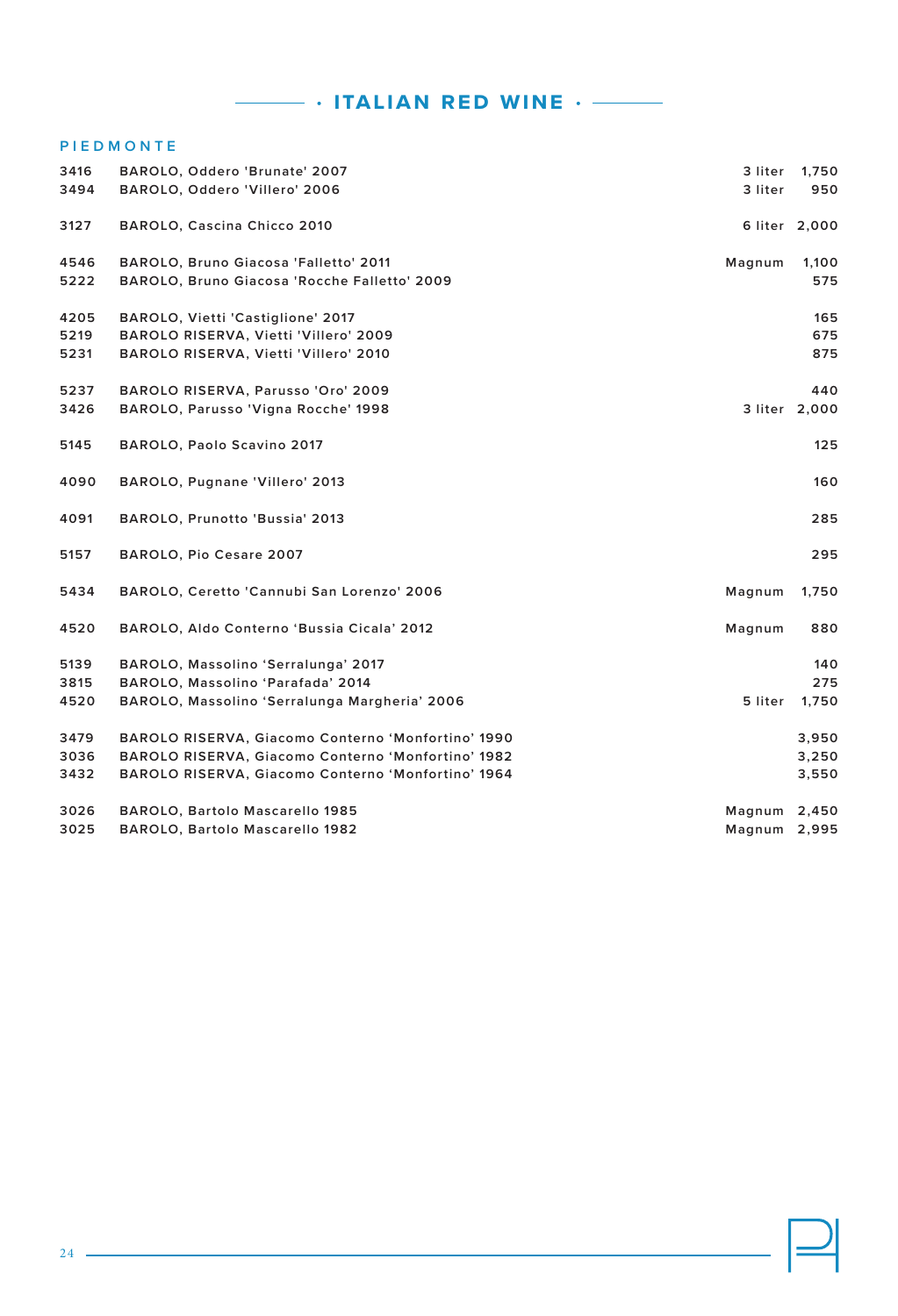# · ITALIAN RED WINE ·

## PIEDMONTE

| | | | |
|---|---|---|---|
| 3416 | BAROLO, Oddero 'Brunate' 2007 | 3 liter | 1,750 |
| 3494 | BAROLO, Oddero 'Villero' 2006 | 3 liter | 950 |
| 3127 | BAROLO, Cascina Chicco 2010 | 6 liter | 2,000 |
| 4546 | BAROLO, Bruno Giacosa 'Falletto' 2011 | Magnum | 1,100 |
| 5222 | BAROLO, Bruno Giacosa 'Rocche Falletto' 2009 | | 575 |
| 4205 | BAROLO, Vietti 'Castiglione' 2017 | | 165 |
| 5219 | BAROLO RISERVA, Vietti 'Villero' 2009 | | 675 |
| 5231 | BAROLO RISERVA, Vietti 'Villero' 2010 | | 875 |
| 5237 | BAROLO RISERVA, Parusso 'Oro' 2009 | | 440 |
| 3426 | BAROLO, Parusso 'Vigna Rocche' 1998 | 3 liter | 2,000 |
| 5145 | BAROLO, Paolo Scavino 2017 | | 125 |
| 4090 | BAROLO, Pugnane 'Villero' 2013 | | 160 |
| 4091 | BAROLO, Prunotto 'Bussia' 2013 | | 285 |
| 5157 | BAROLO, Pio Cesare 2007 | | 295 |
| 5434 | BAROLO, Ceretto 'Cannubi San Lorenzo' 2006 | Magnum | 1,750 |
| 4520 | BAROLO, Aldo Conterno 'Bussia Cicala' 2012 | Magnum | 880 |
| 5139 | BAROLO, Massolino 'Serralunga' 2017 | | 140 |
| 3815 | BAROLO, Massolino 'Parafada' 2014 | | 275 |
| 4520 | BAROLO, Massolino 'Serralunga Margheria' 2006 | 5 liter | 1,750 |
| 3479 | BAROLO RISERVA, Giacomo Conterno 'Monfortino' 1990 | | 3,950 |
| 3036 | BAROLO RISERVA, Giacomo Conterno 'Monfortino' 1982 | | 3,250 |
| 3432 | BAROLO RISERVA, Giacomo Conterno 'Monfortino' 1964 | | 3,550 |
| 3026 | BAROLO, Bartolo Mascarello 1985 | Magnum | 2,450 |
| 3025 | BAROLO, Bartolo Mascarello 1982 | Magnum | 2,995 |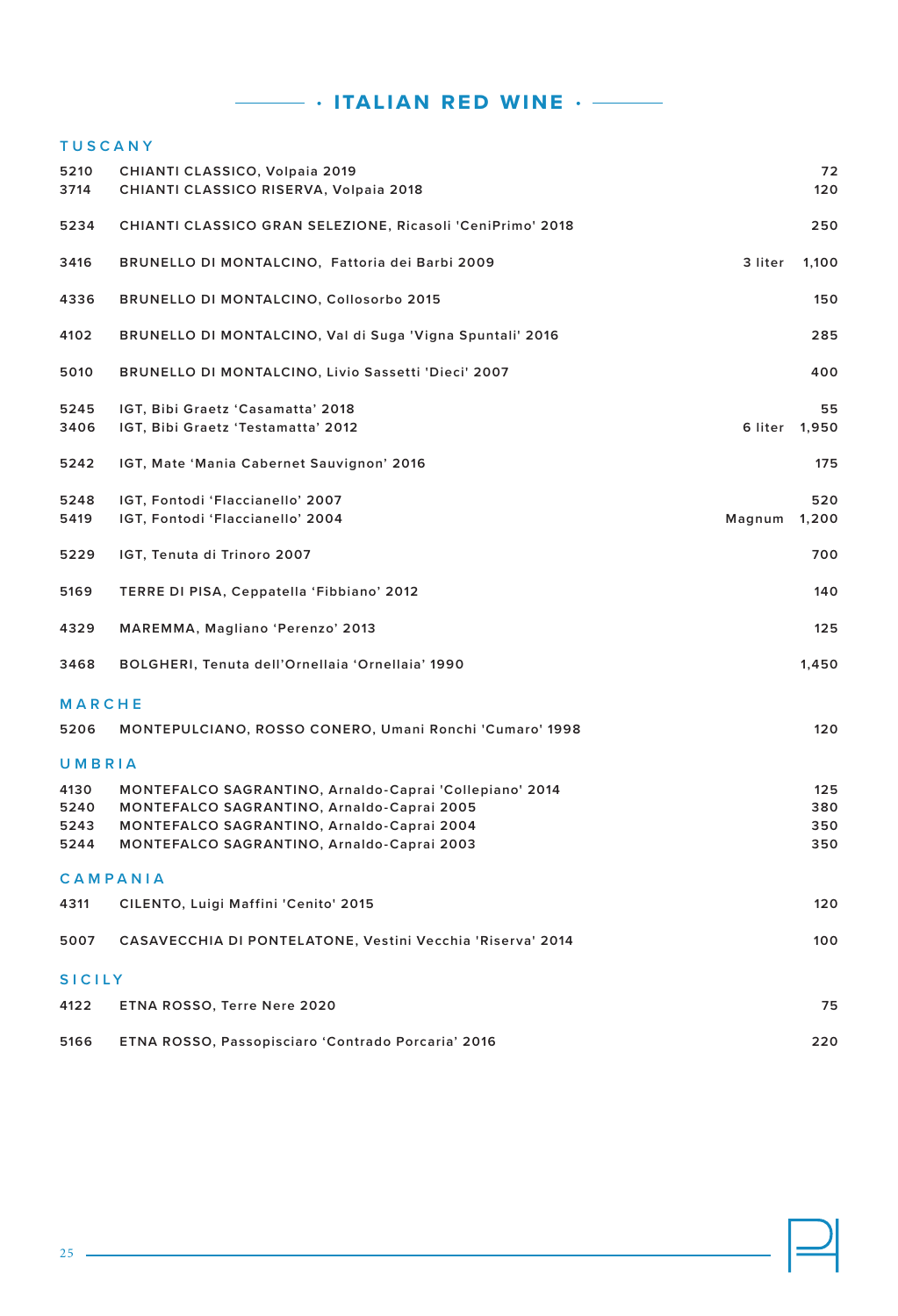# · ITALIAN RED WINE ·

## TUSCANY

| | | | |
|---|---|---|---|
| 5210 | CHIANTI CLASSICO, Volpaia 2019 | | 72 |
| 3714 | CHIANTI CLASSICO RISERVA, Volpaia 2018 | | 120 |
| 5234 | CHIANTI CLASSICO GRAN SELEZIONE, Ricasoli 'CeniPrimo' 2018 | | 250 |
| 3416 | BRUNELLO DI MONTALCINO, Fattoria dei Barbi 2009 | 3 liter | 1,100 |
| 4336 | BRUNELLO DI MONTALCINO, Collosorbo 2015 | | 150 |
| 4102 | BRUNELLO DI MONTALCINO, Val di Suga 'Vigna Spuntali' 2016 | | 285 |
| 5010 | BRUNELLO DI MONTALCINO, Livio Sassetti 'Dieci' 2007 | | 400 |
| 5245 | IGT, Bibi Graetz 'Casamatta' 2018 | | 55 |
| 3406 | IGT, Bibi Graetz 'Testamatta' 2012 | 6 liter | 1,950 |
| 5242 | IGT, Mate 'Mania Cabernet Sauvignon' 2016 | | 175 |
| 5248 | IGT, Fontodi 'Flaccianello' 2007 | | 520 |
| 5419 | IGT, Fontodi 'Flaccianello' 2004 | Magnum | 1,200 |
| 5229 | IGT, Tenuta di Trinoro 2007 | | 700 |
| 5169 | TERRE DI PISA, Ceppatella 'Fibbiano' 2012 | | 140 |
| 4329 | MAREMMA, Magliano 'Perenzo' 2013 | | 125 |
| 3468 | BOLGHERI, Tenuta dell'Ornellaia 'Ornellaia' 1990 | | 1,450 |

## MARCHE

| | | | |
|---|---|---|---|
| 5206 | MONTEPULCIANO, ROSSO CONERO, Umani Ronchi 'Cumaro' 1998 | | 120 |

## UMBRIA

| | | | |
|---|---|---|---|
| 4130 | MONTEFALCO SAGRANTINO, Arnaldo-Caprai 'Collepiano' 2014 | | 125 |
| 5240 | MONTEFALCO SAGRANTINO, Arnaldo-Caprai 2005 | | 380 |
| 5243 | MONTEFALCO SAGRANTINO, Arnaldo-Caprai 2004 | | 350 |
| 5244 | MONTEFALCO SAGRANTINO, Arnaldo-Caprai 2003 | | 350 |

## CAMPANIA

| | | | |
|---|---|---|---|
| 4311 | CILENTO, Luigi Maffini 'Cenito' 2015 | | 120 |
| 5007 | CASAVECCHIA DI PONTELATONE, Vestini Vecchia 'Riserva' 2014 | | 100 |

## SICILY

| | | | |
|---|---|---|---|
| 4122 | ETNA ROSSO, Terre Nere 2020 | | 75 |
| 5166 | ETNA ROSSO, Passopisciaro 'Contrado Porcaria' 2016 | | 220 |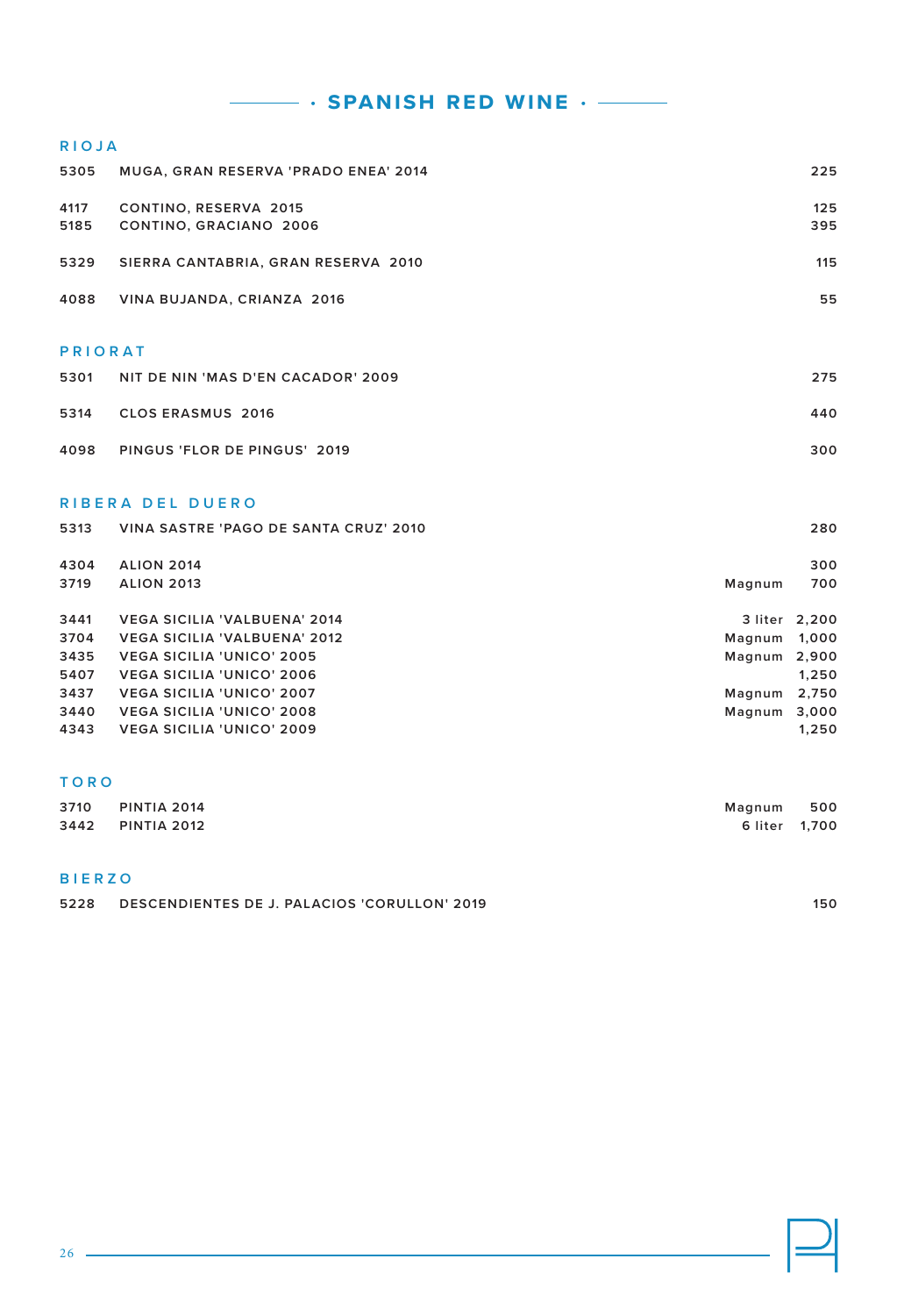# SPANISH RED WINE

## RIOJA

| | | | |
|---|---|---|---|
| 5305 | MUGA, GRAN RESERVA 'PRADO ENEA' 2014 | | 225 |
| 4117 | CONTINO, RESERVA 2015 | | 125 |
| 5185 | CONTINO, GRACIANO 2006 | | 395 |
| 5329 | SIERRA CANTABRIA, GRAN RESERVA 2010 | | 115 |
| 4088 | VINA BUJANDA, CRIANZA 2016 | | 55 |

## PRIORAT

| | | | |
|---|---|---|---|
| 5301 | NIT DE NIN 'MAS D'EN CACADOR' 2009 | | 275 |
| 5314 | CLOS ERASMUS 2016 | | 440 |
| 4098 | PINGUS 'FLOR DE PINGUS' 2019 | | 300 |

## RIBERA DEL DUERO

| | | | |
|---|---|---|---|
| 5313 | VINA SASTRE 'PAGO DE SANTA CRUZ' 2010 | | 280 |
| 4304 | ALION 2014 | | 300 |
| 3719 | ALION 2013 | Magnum | 700 |
| 3441 | VEGA SICILIA 'VALBUENA' 2014 | 3 liter | 2,200 |
| 3704 | VEGA SICILIA 'VALBUENA' 2012 | Magnum | 1,000 |
| 3435 | VEGA SICILIA 'UNICO' 2005 | Magnum | 2,900 |
| 5407 | VEGA SICILIA 'UNICO' 2006 | | 1,250 |
| 3437 | VEGA SICILIA 'UNICO' 2007 | Magnum | 2,750 |
| 3440 | VEGA SICILIA 'UNICO' 2008 | Magnum | 3,000 |
| 4343 | VEGA SICILIA 'UNICO' 2009 | | 1,250 |

## TORO

| | | | |
|---|---|---|---|
| 3710 | PINTIA 2014 | Magnum | 500 |
| 3442 | PINTIA 2012 | 6 liter | 1,700 |

## BIERZO

| | | | |
|---|---|---|---|
| 5228 | DESCENDIENTES DE J. PALACIOS 'CORULLON' 2019 | | 150 |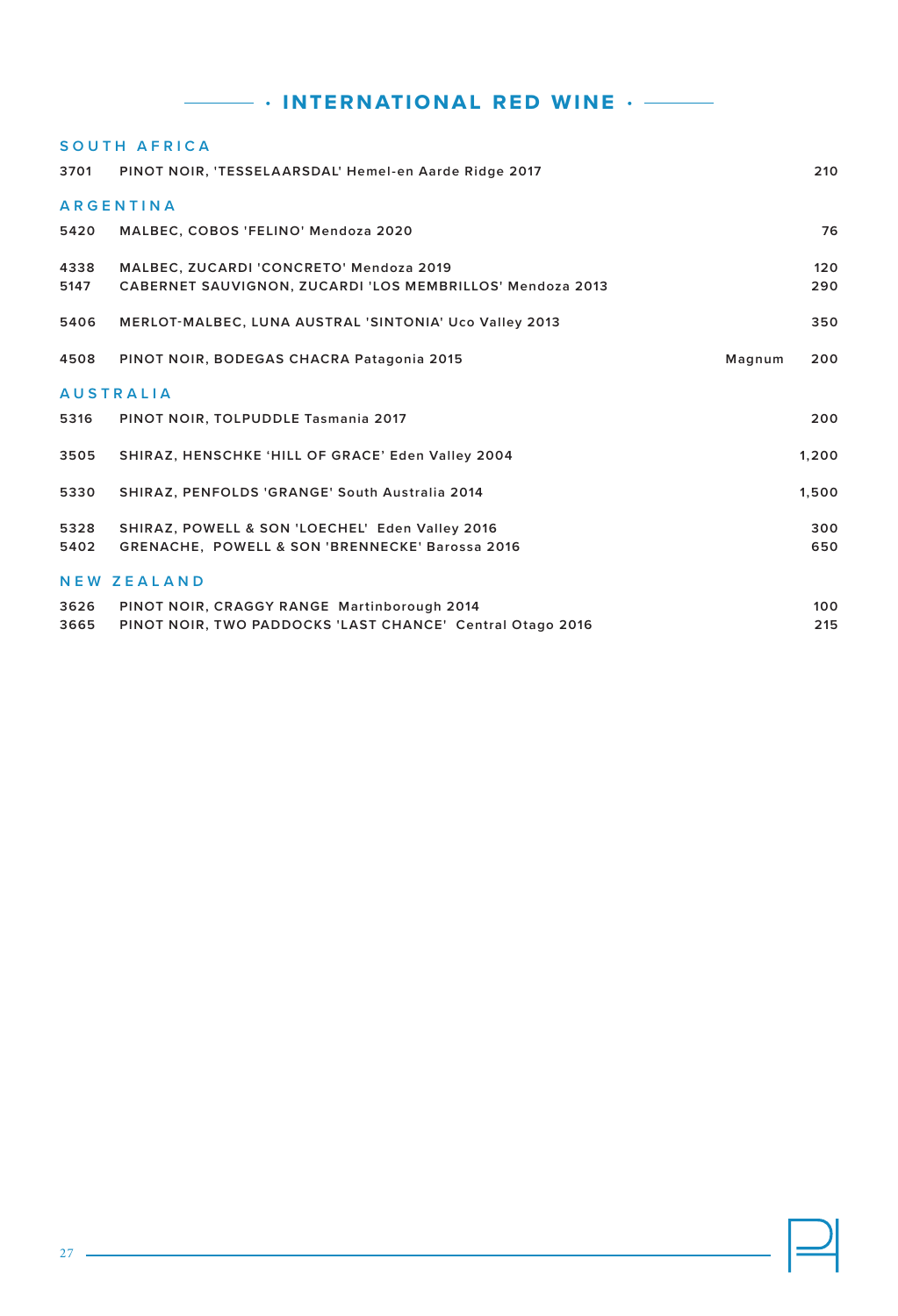# · INTERNATIONAL RED WINE ·

## SOUTH AFRICA

| | | | |
|---|---|---|---|
| 3701 | PINOT NOIR, 'TESSELAARSDAL' Hemel-en Aarde Ridge 2017 | | 210 |

## ARGENTINA

| | | | |
|---|---|---|---|
| 5420 | MALBEC, COBOS 'FELINO' Mendoza 2020 | | 76 |
| 4338 | MALBEC, ZUCARDI 'CONCRETO' Mendoza 2019 | | 120 |
| 5147 | CABERNET SAUVIGNON, ZUCARDI 'LOS MEMBRILLOS' Mendoza 2013 | | 290 |
| 5406 | MERLOT-MALBEC, LUNA AUSTRAL 'SINTONIA' Uco Valley 2013 | | 350 |
| 4508 | PINOT NOIR, BODEGAS CHACRA Patagonia 2015 | Magnum | 200 |

## AUSTRALIA

| | | | |
|---|---|---|---|
| 5316 | PINOT NOIR, TOLPUDDLE Tasmania 2017 | | 200 |
| 3505 | SHIRAZ, HENSCHKE 'HILL OF GRACE' Eden Valley 2004 | | 1,200 |
| 5330 | SHIRAZ, PENFOLDS 'GRANGE' South Australia 2014 | | 1,500 |
| 5328 | SHIRAZ, POWELL & SON 'LOECHEL' Eden Valley 2016 | | 300 |
| 5402 | GRENACHE, POWELL & SON 'BRENNECKE' Barossa 2016 | | 650 |

## NEW ZEALAND

| | | | |
|---|---|---|---|
| 3626 | PINOT NOIR, CRAGGY RANGE Martinborough 2014 | | 100 |
| 3665 | PINOT NOIR, TWO PADDOCKS 'LAST CHANCE' Central Otago 2016 | | 215 |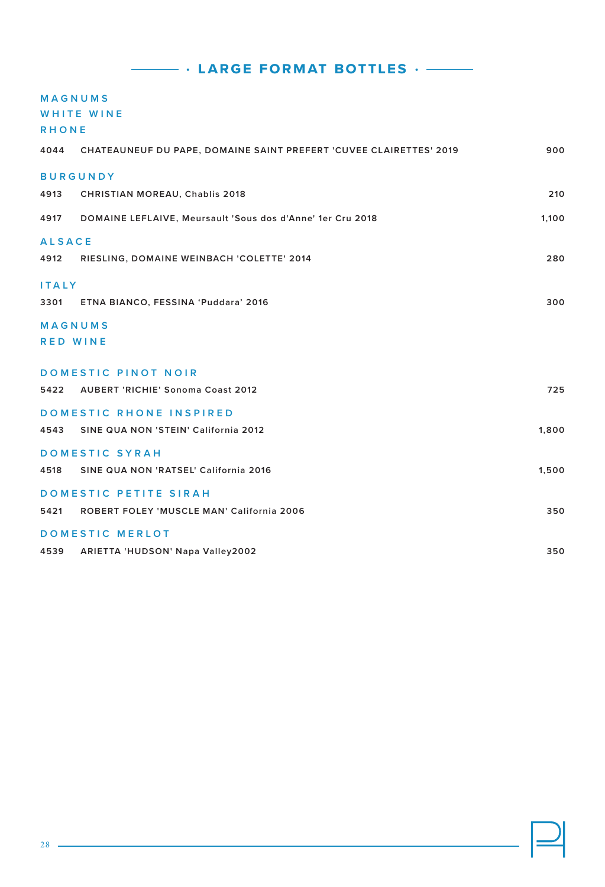# LARGE FORMAT BOTTLES

## MAGNUMS

## WHITE WINE

### RHONE

| | | |
|---|---|---|
| 4044 | CHATEAUNEUF DU PAPE, DOMAINE SAINT PREFERT 'CUVEE CLAIRETTES' 2019 | 900 |

### BURGUNDY

| | | |
|---|---|---|
| 4913 | CHRISTIAN MOREAU, Chablis 2018 | 210 |
| 4917 | DOMAINE LEFLAIVE, Meursault 'Sous dos d'Anne' 1er Cru 2018 | 1,100 |

### ALSACE

| | | |
|---|---|---|
| 4912 | RIESLING, DOMAINE WEINBACH 'COLETTE' 2014 | 280 |

### ITALY

| | | |
|---|---|---|
| 3301 | ETNA BIANCO, FESSINA 'Puddara' 2016 | 300 |

## MAGNUMS

## RED WINE

### DOMESTIC PINOT NOIR

| | | |
|---|---|---|
| 5422 | AUBERT 'RICHIE' Sonoma Coast 2012 | 725 |

### DOMESTIC RHONE INSPIRED

| | | |
|---|---|---|
| 4543 | SINE QUA NON 'STEIN' California 2012 | 1,800 |

### DOMESTIC SYRAH

| | | |
|---|---|---|
| 4518 | SINE QUA NON 'RATSEL' California 2016 | 1,500 |

### DOMESTIC PETITE SIRAH

| | | |
|---|---|---|
| 5421 | ROBERT FOLEY 'MUSCLE MAN' California 2006 | 350 |

### DOMESTIC MERLOT

| | | |
|---|---|---|
| 4539 | ARIETTA 'HUDSON' Napa Valley2002 | 350 |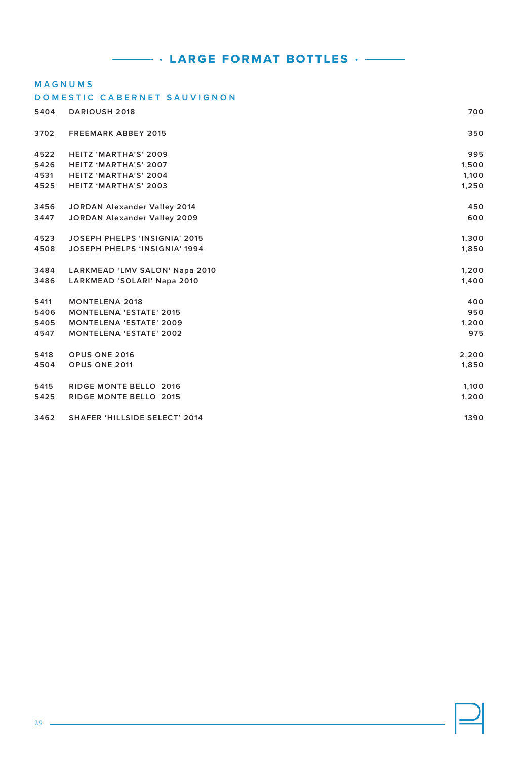# · LARGE FORMAT BOTTLES ·

## MAGNUMS

### DOMESTIC CABERNET SAUVIGNON

| | | |
|---|---|---|
| 5404 | DARIOUSH 2018 | 700 |
| 3702 | FREEMARK ABBEY 2015 | 350 |
| 4522 | HEITZ 'MARTHA'S' 2009 | 995 |
| 5426 | HEITZ 'MARTHA'S' 2007 | 1,500 |
| 4531 | HEITZ 'MARTHA'S' 2004 | 1,100 |
| 4525 | HEITZ 'MARTHA'S' 2003 | 1,250 |
| 3456 | JORDAN Alexander Valley 2014 | 450 |
| 3447 | JORDAN Alexander Valley 2009 | 600 |
| 4523 | JOSEPH PHELPS 'INSIGNIA' 2015 | 1,300 |
| 4508 | JOSEPH PHELPS 'INSIGNIA' 1994 | 1,850 |
| 3484 | LARKMEAD 'LMV SALON' Napa 2010 | 1,200 |
| 3486 | LARKMEAD 'SOLARI' Napa 2010 | 1,400 |
| 5411 | MONTELENA 2018 | 400 |
| 5406 | MONTELENA 'ESTATE' 2015 | 950 |
| 5405 | MONTELENA 'ESTATE' 2009 | 1,200 |
| 4547 | MONTELENA 'ESTATE' 2002 | 975 |
| 5418 | OPUS ONE 2016 | 2,200 |
| 4504 | OPUS ONE 2011 | 1,850 |
| 5415 | RIDGE MONTE BELLO 2016 | 1,100 |
| 5425 | RIDGE MONTE BELLO 2015 | 1,200 |
| 3462 | SHAFER 'HILLSIDE SELECT' 2014 | 1390 |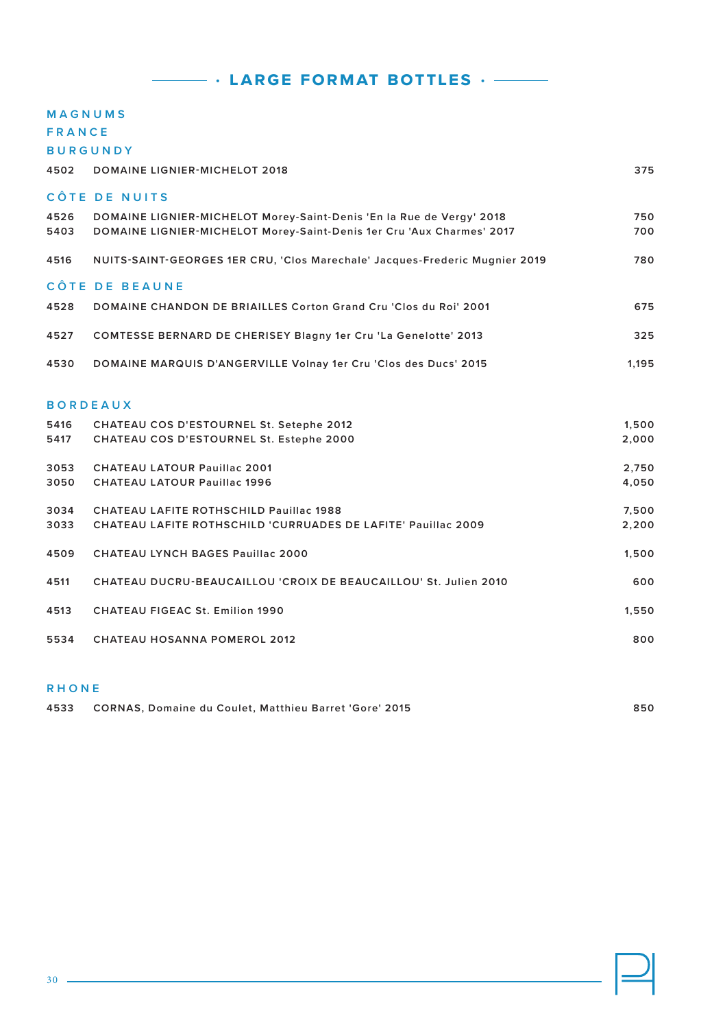# LARGE FORMAT BOTTLES

## MAGNUMS

## FRANCE

### BURGUNDY

| | | |
|---|---|---|
| 4502 | DOMAINE LIGNIER-MICHELOT 2018 | 375 |

### CÔTE DE NUITS

| | | |
|---|---|---|
| 4526 | DOMAINE LIGNIER-MICHELOT Morey-Saint-Denis 'En la Rue de Vergy' 2018 | 750 |
| 5403 | DOMAINE LIGNIER-MICHELOT Morey-Saint-Denis 1er Cru 'Aux Charmes' 2017 | 700 |
| 4516 | NUITS-SAINT-GEORGES 1ER CRU, 'Clos Marechale' Jacques-Frederic Mugnier 2019 | 780 |

### CÔTE DE BEAUNE

| | | |
|---|---|---|
| 4528 | DOMAINE CHANDON DE BRIAILLES Corton Grand Cru 'Clos du Roi' 2001 | 675 |
| 4527 | COMTESSE BERNARD DE CHERISEY Blagny 1er Cru 'La Genelotte' 2013 | 325 |
| 4530 | DOMAINE MARQUIS D'ANGERVILLE Volnay 1er Cru 'Clos des Ducs' 2015 | 1,195 |

### BORDEAUX

| | | |
|---|---|---|
| 5416 | CHATEAU COS D'ESTOURNEL St. Setephe 2012 | 1,500 |
| 5417 | CHATEAU COS D'ESTOURNEL St. Estephe 2000 | 2,000 |
| 3053 | CHATEAU LATOUR Pauillac 2001 | 2,750 |
| 3050 | CHATEAU LATOUR Pauillac 1996 | 4,050 |
| 3034 | CHATEAU LAFITE ROTHSCHILD Pauillac 1988 | 7,500 |
| 3033 | CHATEAU LAFITE ROTHSCHILD 'CURRUADES DE LAFITE' Pauillac 2009 | 2,200 |
| 4509 | CHATEAU LYNCH BAGES Pauillac 2000 | 1,500 |
| 4511 | CHATEAU DUCRU-BEAUCAILLOU 'CROIX DE BEAUCAILLOU' St. Julien 2010 | 600 |
| 4513 | CHATEAU FIGEAC St. Emilion 1990 | 1,550 |
| 5534 | CHATEAU HOSANNA POMEROL 2012 | 800 |

### RHONE

| | | |
|---|---|---|
| 4533 | CORNAS, Domaine du Coulet, Matthieu Barret 'Gore' 2015 | 850 |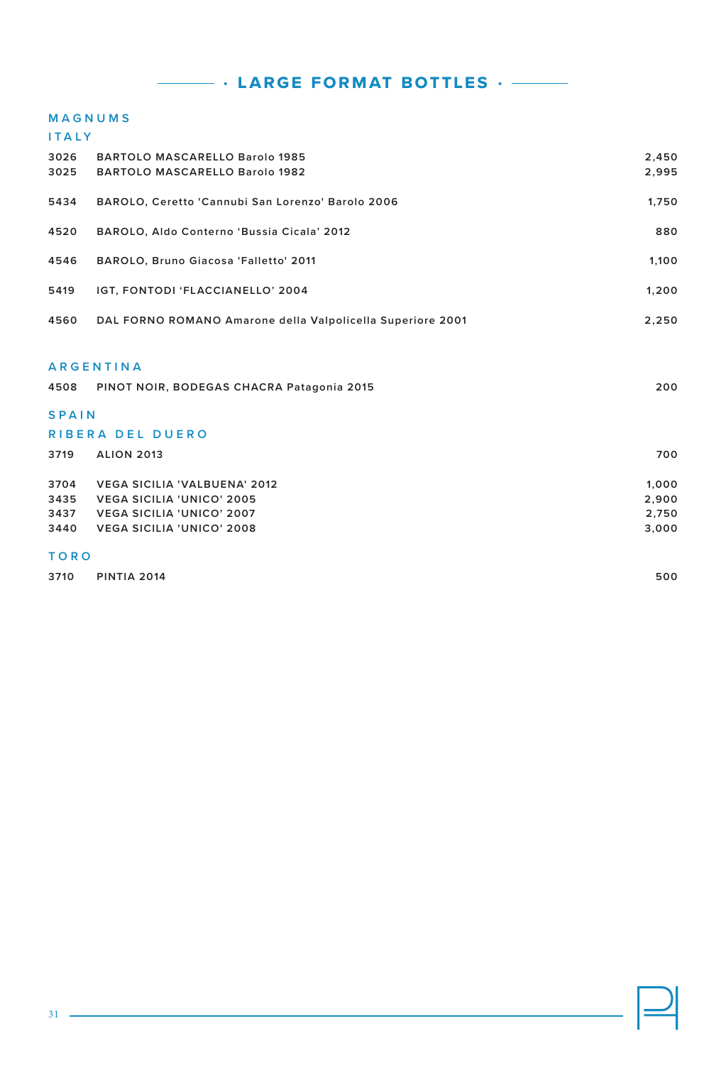# · LARGE FORMAT BOTTLES ·

## MAGNUMS

### ITALY

| | | |
|---|---|---|
| 3026 | BARTOLO MASCARELLO Barolo 1985 | 2,450 |
| 3025 | BARTOLO MASCARELLO Barolo 1982 | 2,995 |
| 5434 | BAROLO, Ceretto 'Cannubi San Lorenzo' Barolo 2006 | 1,750 |
| 4520 | BAROLO, Aldo Conterno 'Bussia Cicala' 2012 | 880 |
| 4546 | BAROLO, Bruno Giacosa 'Falletto' 2011 | 1,100 |
| 5419 | IGT, FONTODI 'FLACCIANELLO' 2004 | 1,200 |
| 4560 | DAL FORNO ROMANO Amarone della Valpolicella Superiore 2001 | 2,250 |

### ARGENTINA

| | | |
|---|---|---|
| 4508 | PINOT NOIR, BODEGAS CHACRA Patagonia 2015 | 200 |

### SPAIN

#### RIBERA DEL DUERO

| | | |
|---|---|---|
| 3719 | ALION 2013 | 700 |
| 3704 | VEGA SICILIA 'VALBUENA' 2012 | 1,000 |
| 3435 | VEGA SICILIA 'UNICO' 2005 | 2,900 |
| 3437 | VEGA SICILIA 'UNICO' 2007 | 2,750 |
| 3440 | VEGA SICILIA 'UNICO' 2008 | 3,000 |

#### TORO

| | | |
|---|---|---|
| 3710 | PINTIA 2014 | 500 |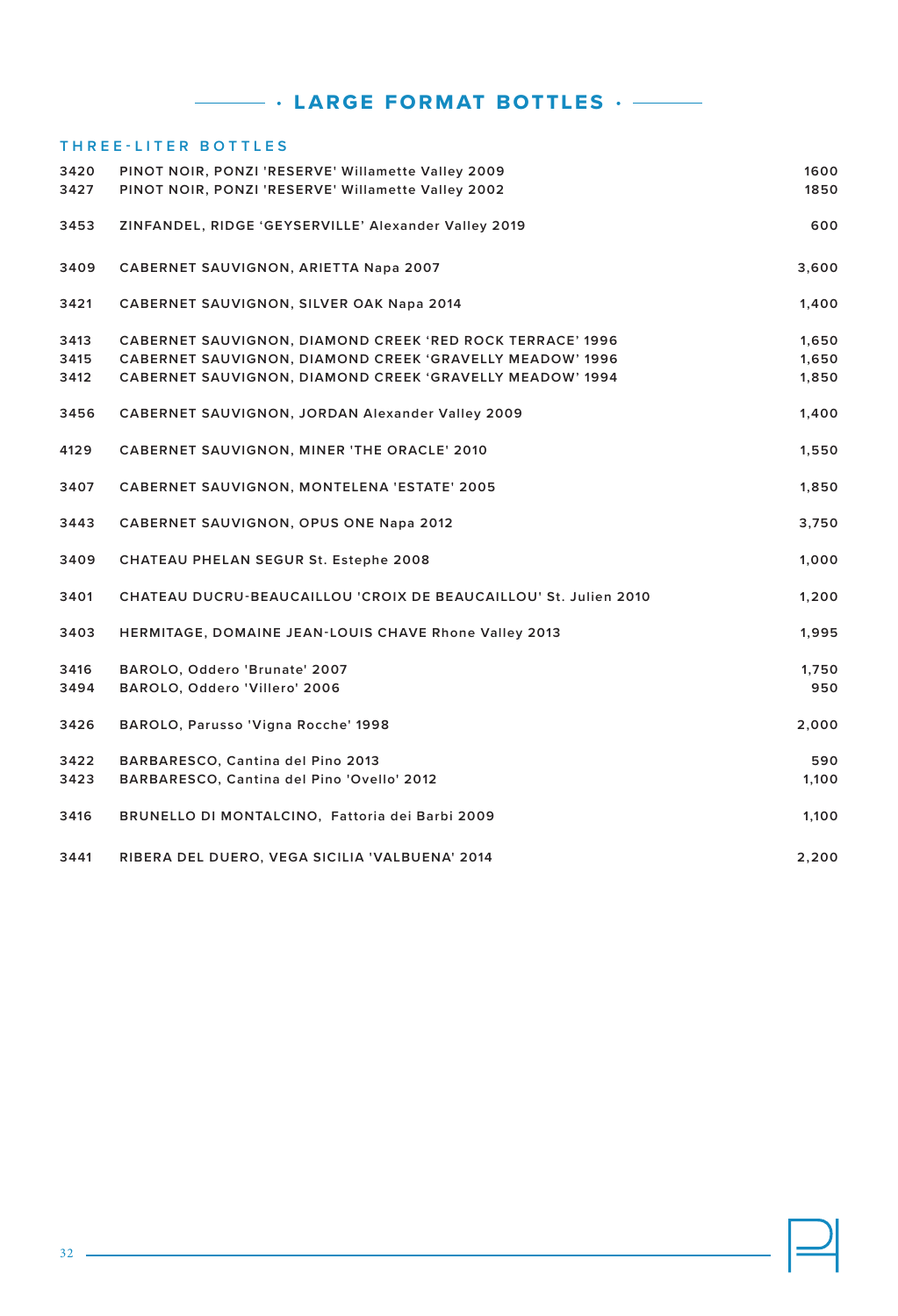# · LARGE FORMAT BOTTLES ·

## THREE-LITER BOTTLES

| | | |
|---|---|---|
| 3420 | PINOT NOIR, PONZI 'RESERVE' Willamette Valley 2009 | 1600 |
| 3427 | PINOT NOIR, PONZI 'RESERVE' Willamette Valley 2002 | 1850 |
| 3453 | ZINFANDEL, RIDGE 'GEYSERVILLE' Alexander Valley 2019 | 600 |
| 3409 | CABERNET SAUVIGNON, ARIETTA Napa 2007 | 3,600 |
| 3421 | CABERNET SAUVIGNON, SILVER OAK Napa 2014 | 1,400 |
| 3413 | CABERNET SAUVIGNON, DIAMOND CREEK 'RED ROCK TERRACE' 1996 | 1,650 |
| 3415 | CABERNET SAUVIGNON, DIAMOND CREEK 'GRAVELLY MEADOW' 1996 | 1,650 |
| 3412 | CABERNET SAUVIGNON, DIAMOND CREEK 'GRAVELLY MEADOW' 1994 | 1,850 |
| 3456 | CABERNET SAUVIGNON, JORDAN Alexander Valley 2009 | 1,400 |
| 4129 | CABERNET SAUVIGNON, MINER 'THE ORACLE' 2010 | 1,550 |
| 3407 | CABERNET SAUVIGNON, MONTELENA 'ESTATE' 2005 | 1,850 |
| 3443 | CABERNET SAUVIGNON, OPUS ONE Napa 2012 | 3,750 |
| 3409 | CHATEAU PHELAN SEGUR St. Estephe 2008 | 1,000 |
| 3401 | CHATEAU DUCRU-BEAUCAILLOU 'CROIX DE BEAUCAILLOU' St. Julien 2010 | 1,200 |
| 3403 | HERMITAGE, DOMAINE JEAN-LOUIS CHAVE Rhone Valley 2013 | 1,995 |
| 3416 | BAROLO, Oddero 'Brunate' 2007 | 1,750 |
| 3494 | BAROLO, Oddero 'Villero' 2006 | 950 |
| 3426 | BAROLO, Parusso 'Vigna Rocche' 1998 | 2,000 |
| 3422 | BARBARESCO, Cantina del Pino 2013 | 590 |
| 3423 | BARBARESCO, Cantina del Pino 'Ovello' 2012 | 1,100 |
| 3416 | BRUNELLO DI MONTALCINO, Fattoria dei Barbi 2009 | 1,100 |
| 3441 | RIBERA DEL DUERO, VEGA SICILIA 'VALBUENA' 2014 | 2,200 |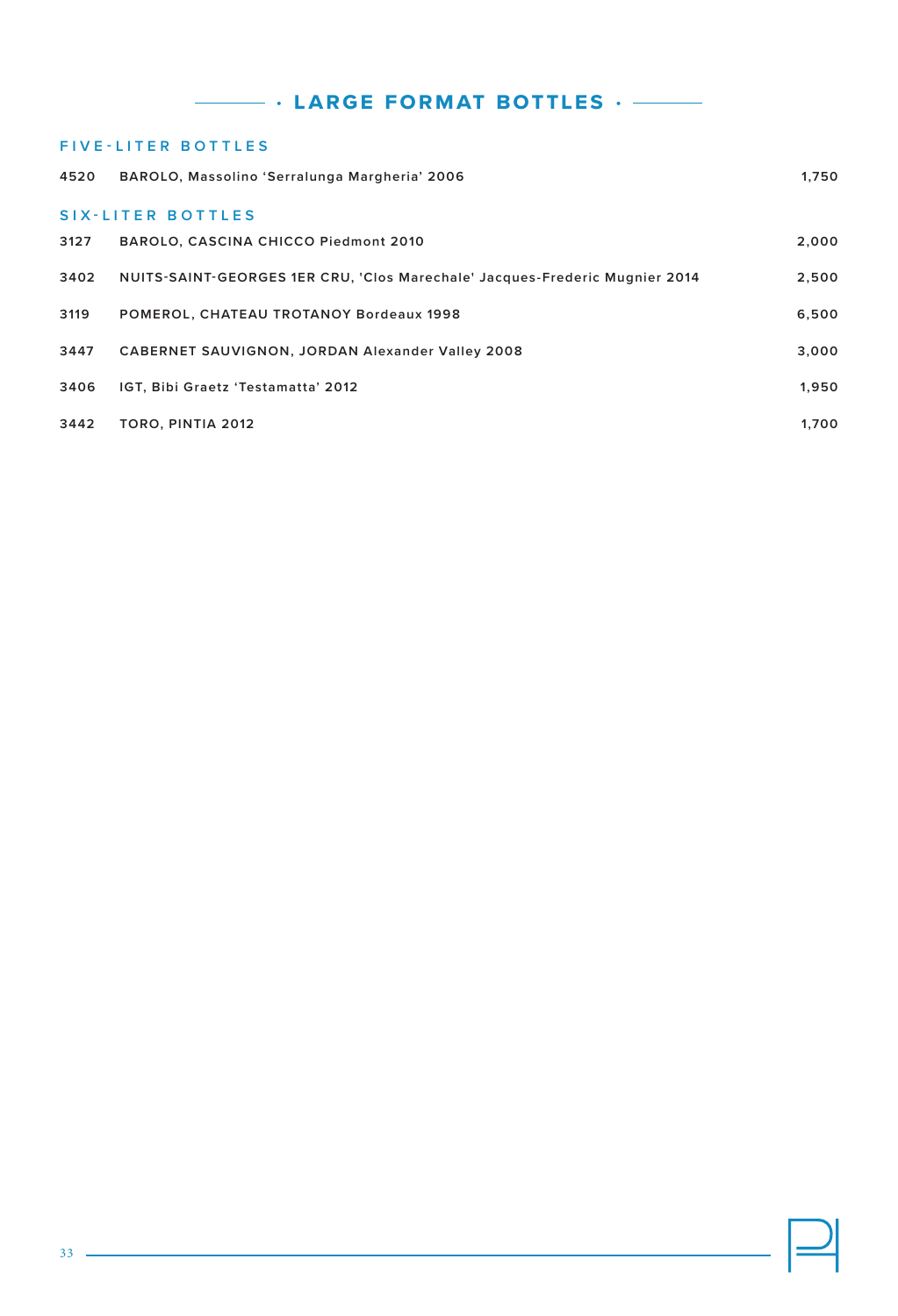# · LARGE FORMAT BOTTLES ·

## FIVE-LITER BOTTLES

| | | |
|---|---|---|
| 4520 | BAROLO, Massolino 'Serralunga Margheria' 2006 | 1,750 |

## SIX-LITER BOTTLES

| | | |
|---|---|---|
| 3127 | BAROLO, CASCINA CHICCO Piedmont 2010 | 2,000 |
| 3402 | NUITS-SAINT-GEORGES 1ER CRU, 'Clos Marechale' Jacques-Frederic Mugnier 2014 | 2,500 |
| 3119 | POMEROL, CHATEAU TROTANOY Bordeaux 1998 | 6,500 |
| 3447 | CABERNET SAUVIGNON, JORDAN Alexander Valley 2008 | 3,000 |
| 3406 | IGT, Bibi Graetz 'Testamatta' 2012 | 1,950 |
| 3442 | TORO, PINTIA 2012 | 1,700 |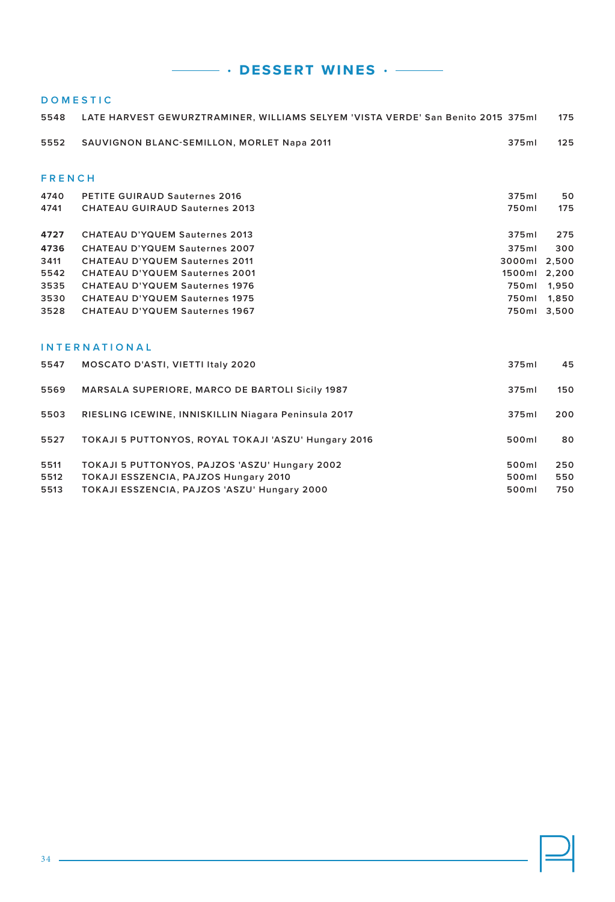# · DESSERT WINES ·

## DOMESTIC

| | | | |
|---|---|---|---|
| 5548 | LATE HARVEST GEWURZTRAMINER, WILLIAMS SELYEM 'VISTA VERDE' San Benito 2015 | 375ml | 175 |
| 5552 | SAUVIGNON BLANC-SEMILLON, MORLET Napa 2011 | 375ml | 125 |

## FRENCH

| | | | |
|---|---|---|---|
| 4740 | PETITE GUIRAUD Sauternes 2016 | 375ml | 50 |
| 4741 | CHATEAU GUIRAUD Sauternes 2013 | 750ml | 175 |
| 4727 | CHATEAU D'YQUEM Sauternes 2013 | 375ml | 275 |
| 4736 | CHATEAU D'YQUEM Sauternes 2007 | 375ml | 300 |
| 3411 | CHATEAU D'YQUEM Sauternes 2011 | 3000ml | 2,500 |
| 5542 | CHATEAU D'YQUEM Sauternes 2001 | 1500ml | 2,200 |
| 3535 | CHATEAU D'YQUEM Sauternes 1976 | 750ml | 1,950 |
| 3530 | CHATEAU D'YQUEM Sauternes 1975 | 750ml | 1,850 |
| 3528 | CHATEAU D'YQUEM Sauternes 1967 | 750ml | 3,500 |

## INTERNATIONAL

| | | | |
|---|---|---|---|
| 5547 | MOSCATO D'ASTI, VIETTI Italy 2020 | 375ml | 45 |
| 5569 | MARSALA SUPERIORE, MARCO DE BARTOLI Sicily 1987 | 375ml | 150 |
| 5503 | RIESLING ICEWINE, INNISKILLIN Niagara Peninsula 2017 | 375ml | 200 |
| 5527 | TOKAJI 5 PUTTONYOS, ROYAL TOKAJI 'ASZU' Hungary 2016 | 500ml | 80 |
| 5511 | TOKAJI 5 PUTTONYOS, PAJZOS 'ASZU' Hungary 2002 | 500ml | 250 |
| 5512 | TOKAJI ESSZENCIA, PAJZOS Hungary 2010 | 500ml | 550 |
| 5513 | TOKAJI ESSZENCIA, PAJZOS 'ASZU' Hungary 2000 | 500ml | 750 |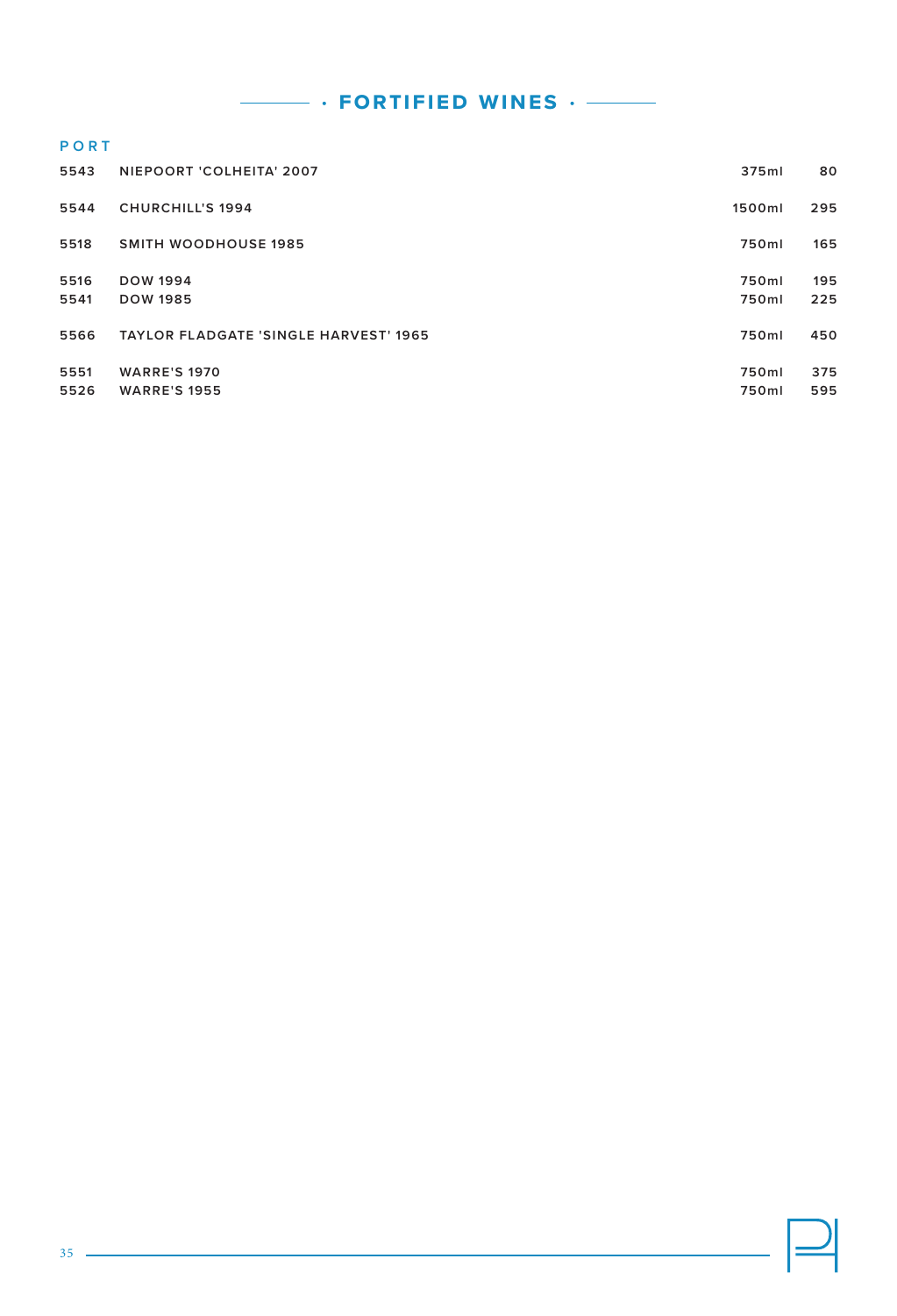# · FORTIFIED WINES ·

## PORT

| | | | |
|---|---|---|---|
| 5543 | NIEPOORT 'COLHEITA' 2007 | 375ml | 80 |
| 5544 | CHURCHILL'S 1994 | 1500ml | 295 |
| 5518 | SMITH WOODHOUSE 1985 | 750ml | 165 |
| 5516 | DOW 1994 | 750ml | 195 |
| 5541 | DOW 1985 | 750ml | 225 |
| 5566 | TAYLOR FLADGATE 'SINGLE HARVEST' 1965 | 750ml | 450 |
| 5551 | WARRE'S 1970 | 750ml | 375 |
| 5526 | WARRE'S 1955 | 750ml | 595 |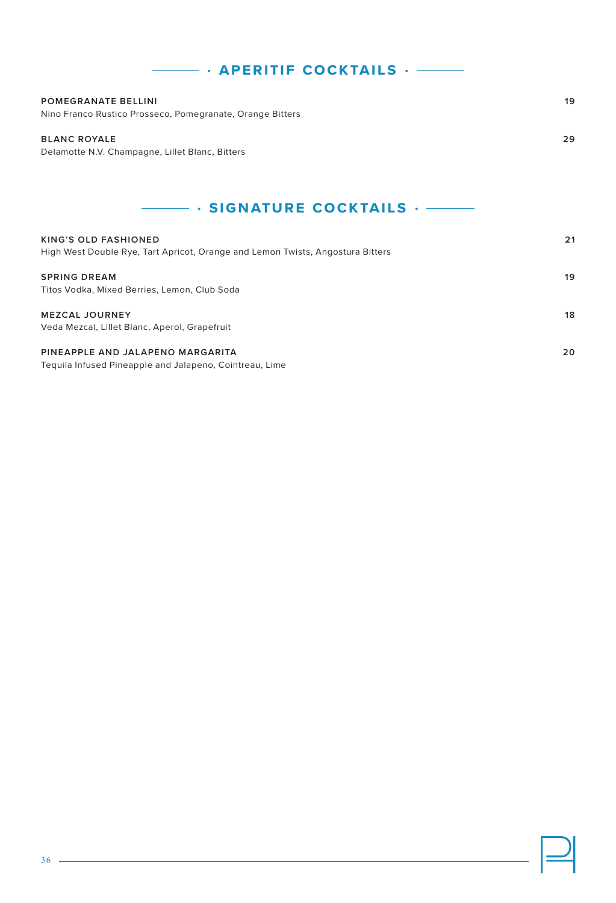## · APERITIF COCKTAILS ·

**POMEGRANATE BELLINI** — **19**
Nino Franco Rustico Prosseco, Pomegranate, Orange Bitters

**BLANC ROYALE** — **29**
Delamotte N.V. Champagne, Lillet Blanc, Bitters

## · SIGNATURE COCKTAILS ·

**KING'S OLD FASHIONED** — **21**
High West Double Rye, Tart Apricot, Orange and Lemon Twists, Angostura Bitters

**SPRING DREAM** — **19**
Titos Vodka, Mixed Berries, Lemon, Club Soda

**MEZCAL JOURNEY** — **18**
Veda Mezcal, Lillet Blanc, Aperol, Grapefruit

**PINEAPPLE AND JALAPENO MARGARITA** — **20**
Tequila Infused Pineapple and Jalapeno, Cointreau, Lime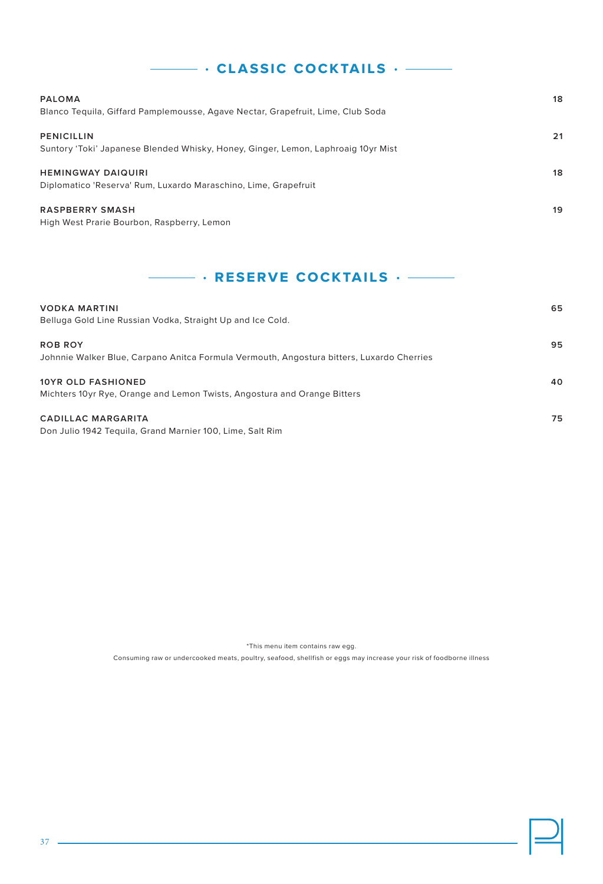## · CLASSIC COCKTAILS ·

**PALOMA** — 18
Blanco Tequila, Giffard Pamplemousse, Agave Nectar, Grapefruit, Lime, Club Soda

**PENICILLIN** — 21
Suntory 'Toki' Japanese Blended Whisky, Honey, Ginger, Lemon, Laphroaig 10yr Mist

**HEMINGWAY DAIQUIRI** — 18
Diplomatico 'Reserva' Rum, Luxardo Maraschino, Lime, Grapefruit

**RASPBERRY SMASH** — 19
High West Prarie Bourbon, Raspberry, Lemon

## · RESERVE COCKTAILS ·

**VODKA MARTINI** — 65
Belluga Gold Line Russian Vodka, Straight Up and Ice Cold.

**ROB ROY** — 95
Johnnie Walker Blue, Carpano Anitca Formula Vermouth, Angostura bitters, Luxardo Cherries

**10YR OLD FASHIONED** — 40
Michters 10yr Rye, Orange and Lemon Twists, Angostura and Orange Bitters

**CADILLAC MARGARITA** — 75
Don Julio 1942 Tequila, Grand Marnier 100, Lime, Salt Rim

*This menu item contains raw egg.

Consuming raw or undercooked meats, poultry, seafood, shellfish or eggs may increase your risk of foodborne illness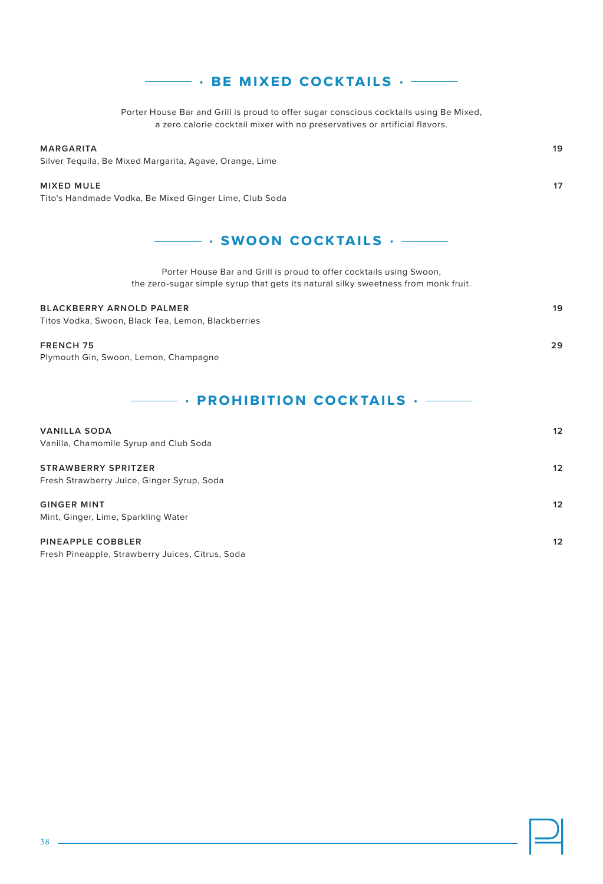## · BE MIXED COCKTAILS ·

Porter House Bar and Grill is proud to offer sugar conscious cocktails using Be Mixed, a zero calorie cocktail mixer with no preservatives or artificial flavors.

**MARGARITA** — **19**
Silver Tequila, Be Mixed Margarita, Agave, Orange, Lime

**MIXED MULE** — **17**
Tito's Handmade Vodka, Be Mixed Ginger Lime, Club Soda

## · SWOON COCKTAILS ·

Porter House Bar and Grill is proud to offer cocktails using Swoon, the zero-sugar simple syrup that gets its natural silky sweetness from monk fruit.

**BLACKBERRY ARNOLD PALMER** — **19**
Titos Vodka, Swoon, Black Tea, Lemon, Blackberries

**FRENCH 75** — **29**
Plymouth Gin, Swoon, Lemon, Champagne

## · PROHIBITION COCKTAILS ·

**VANILLA SODA** — **12**
Vanilla, Chamomile Syrup and Club Soda

**STRAWBERRY SPRITZER** — **12**
Fresh Strawberry Juice, Ginger Syrup, Soda

**GINGER MINT** — **12**
Mint, Ginger, Lime, Sparkling Water

**PINEAPPLE COBBLER** — **12**
Fresh Pineapple, Strawberry Juices, Citrus, Soda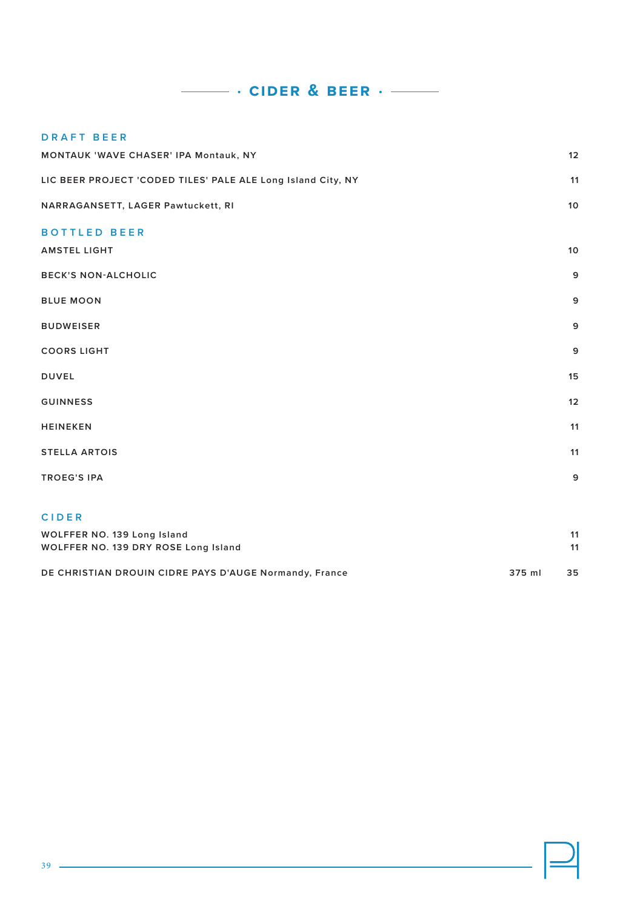# · CIDER & BEER ·

## DRAFT BEER

| | |
|---|---|
| MONTAUK 'WAVE CHASER' IPA Montauk, NY | 12 |
| LIC BEER PROJECT 'CODED TILES' PALE ALE Long Island City, NY | 11 |
| NARRAGANSETT, LAGER Pawtuckett, RI | 10 |

## BOTTLED BEER

| | |
|---|---|
| AMSTEL LIGHT | 10 |
| BECK'S NON-ALCHOLIC | 9 |
| BLUE MOON | 9 |
| BUDWEISER | 9 |
| COORS LIGHT | 9 |
| DUVEL | 15 |
| GUINNESS | 12 |
| HEINEKEN | 11 |
| STELLA ARTOIS | 11 |
| TROEG'S IPA | 9 |

## CIDER

| | | |
|---|---|---|
| WOLFFER NO. 139 Long Island | | 11 |
| WOLFFER NO. 139 DRY ROSE Long Island | | 11 |
| DE CHRISTIAN DROUIN CIDRE PAYS D'AUGE Normandy, France | 375 ml | 35 |